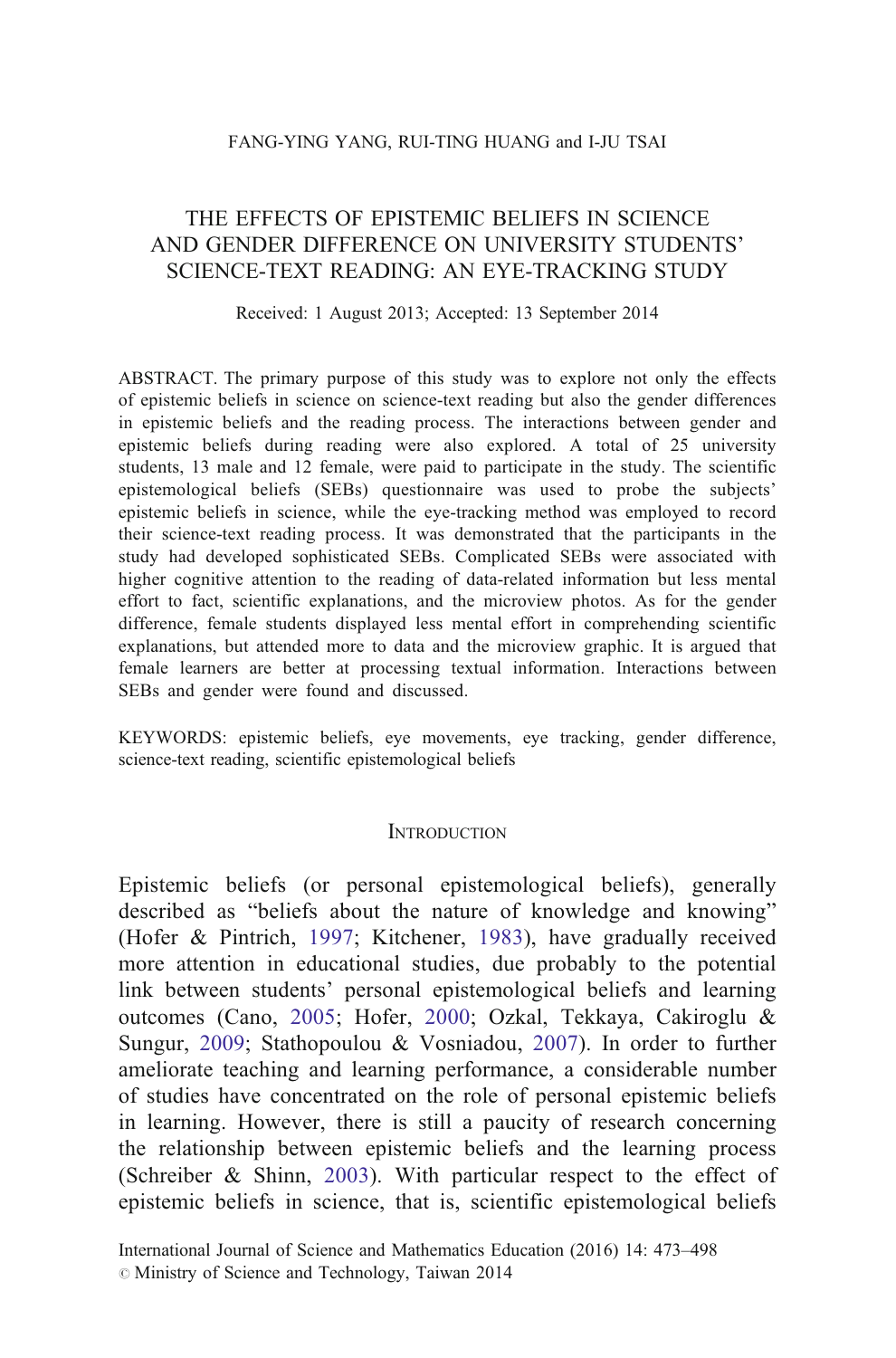FANG-YING YANG, RUI-TING HUANG and I-JU TSAI

# THE EFFECTS OF EPISTEMIC BELIEFS IN SCIENCE AND GENDER DIFFERENCE ON UNIVERSITY STUDENTS' SCIENCE-TEXT READING: AN EYE-TRACKING STUDY

Received: 1 August 2013; Accepted: 13 September 2014

ABSTRACT. The primary purpose of this study was to explore not only the effects of epistemic beliefs in science on science-text reading but also the gender differences in epistemic beliefs and the reading process. The interactions between gender and epistemic beliefs during reading were also explored. A total of 25 university students, 13 male and 12 female, were paid to participate in the study. The scientific epistemological beliefs (SEBs) questionnaire was used to probe the subjects' epistemic beliefs in science, while the eye-tracking method was employed to record their science-text reading process. It was demonstrated that the participants in the study had developed sophisticated SEBs. Complicated SEBs were associated with higher cognitive attention to the reading of data-related information but less mental effort to fact, scientific explanations, and the microview photos. As for the gender difference, female students displayed less mental effort in comprehending scientific explanations, but attended more to data and the microview graphic. It is argued that female learners are better at processing textual information. Interactions between SEBs and gender were found and discussed.

KEYWORDS: epistemic beliefs, eye movements, eye tracking, gender difference, science-text reading, scientific epistemological beliefs

## Introduction

Epistemic beliefs (or personal epistemological beliefs), generally described as "beliefs about the nature of knowledge and knowing" (Hofer & Pintrich, 1997; Kitchener, 1983), have gradually received more attention in educational studies, due probably to the potential link between students' personal epistemological beliefs and learning outcomes (Cano, 2005; Hofer, 2000; Ozkal, Tekkaya, Cakiroglu & Sungur, 2009; Stathopoulou & Vosniadou, 2007). In order to further ameliorate teaching and learning performance, a considerable number of studies have concentrated on the role of personal epistemic beliefs in learning. However, there is still a paucity of research concerning the relationship between epistemic beliefs and the learning process (Schreiber & Shinn, 2003). With particular respect to the effect of epistemic beliefs in science, that is, scientific epistemological beliefs

© Ministry of Science and Technology, Taiwan 2014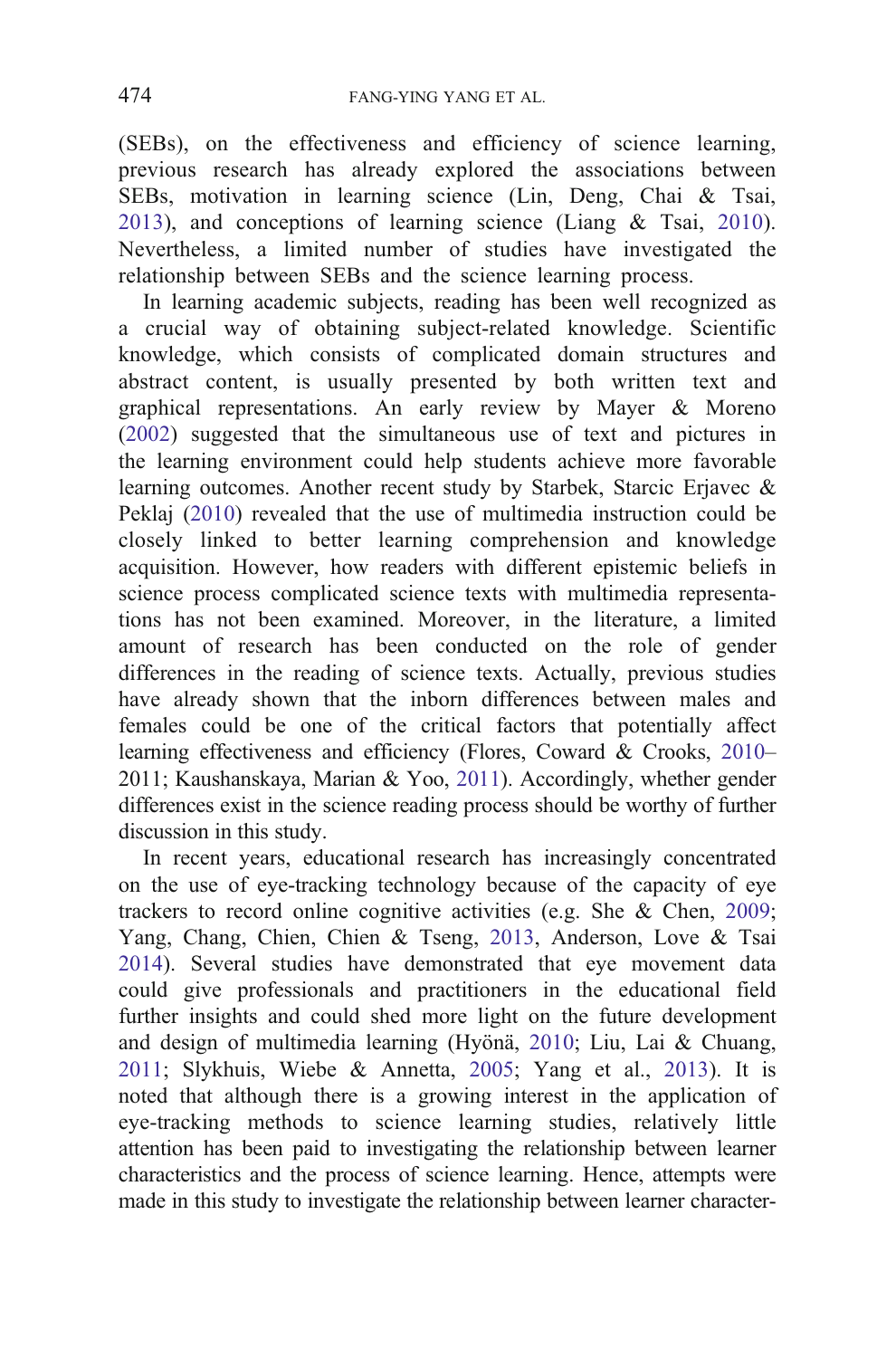(SEBs), on the effectiveness and efficiency of science learning, previous research has already explored the associations between SEBs, motivation in learning science (Lin, Deng, Chai & Tsai, 2013), and conceptions of learning science (Liang & Tsai, 2010). Nevertheless, a limited number of studies have investigated the relationship between SEBs and the science learning process.

In learning academic subjects, reading has been well recognized as a crucial way of obtaining subject-related knowledge. Scientific knowledge, which consists of complicated domain structures and abstract content, is usually presented by both written text and graphical representations. An early review by Mayer & Moreno (2002) suggested that the simultaneous use of text and pictures in the learning environment could help students achieve more favorable learning outcomes. Another recent study by Starbek, Starcic Erjavec & Peklaj (2010) revealed that the use of multimedia instruction could be closely linked to better learning comprehension and knowledge acquisition. However, how readers with different epistemic beliefs in science process complicated science texts with multimedia representations has not been examined. Moreover, in the literature, a limited amount of research has been conducted on the role of gender differences in the reading of science texts. Actually, previous studies have already shown that the inborn differences between males and females could be one of the critical factors that potentially affect learning effectiveness and efficiency (Flores, Coward & Crooks, 2010–2011; Kaushanskaya, Marian & Yoo, 2011). Accordingly, whether gender differences exist in the science reading process should be worthy of further discussion in this study.

In recent years, educational research has increasingly concentrated on the use of eye-tracking technology because of the capacity of eye trackers to record online cognitive activities (e.g. She & Chen, 2009; Yang, Chang, Chien, Chien & Tseng, 2013, Anderson, Love & Tsai 2014). Several studies have demonstrated that eye movement data could give professionals and practitioners in the educational field further insights and could shed more light on the future development and design of multimedia learning (Hyönä, 2010; Liu, Lai & Chuang, 2011; Slykhuis, Wiebe & Annetta, 2005; Yang et al., 2013). It is noted that although there is a growing interest in the application of eye-tracking methods to science learning studies, relatively little attention has been paid to investigating the relationship between learner characteristics and the process of science learning. Hence, attempts were made in this study to investigate the relationship between learner character-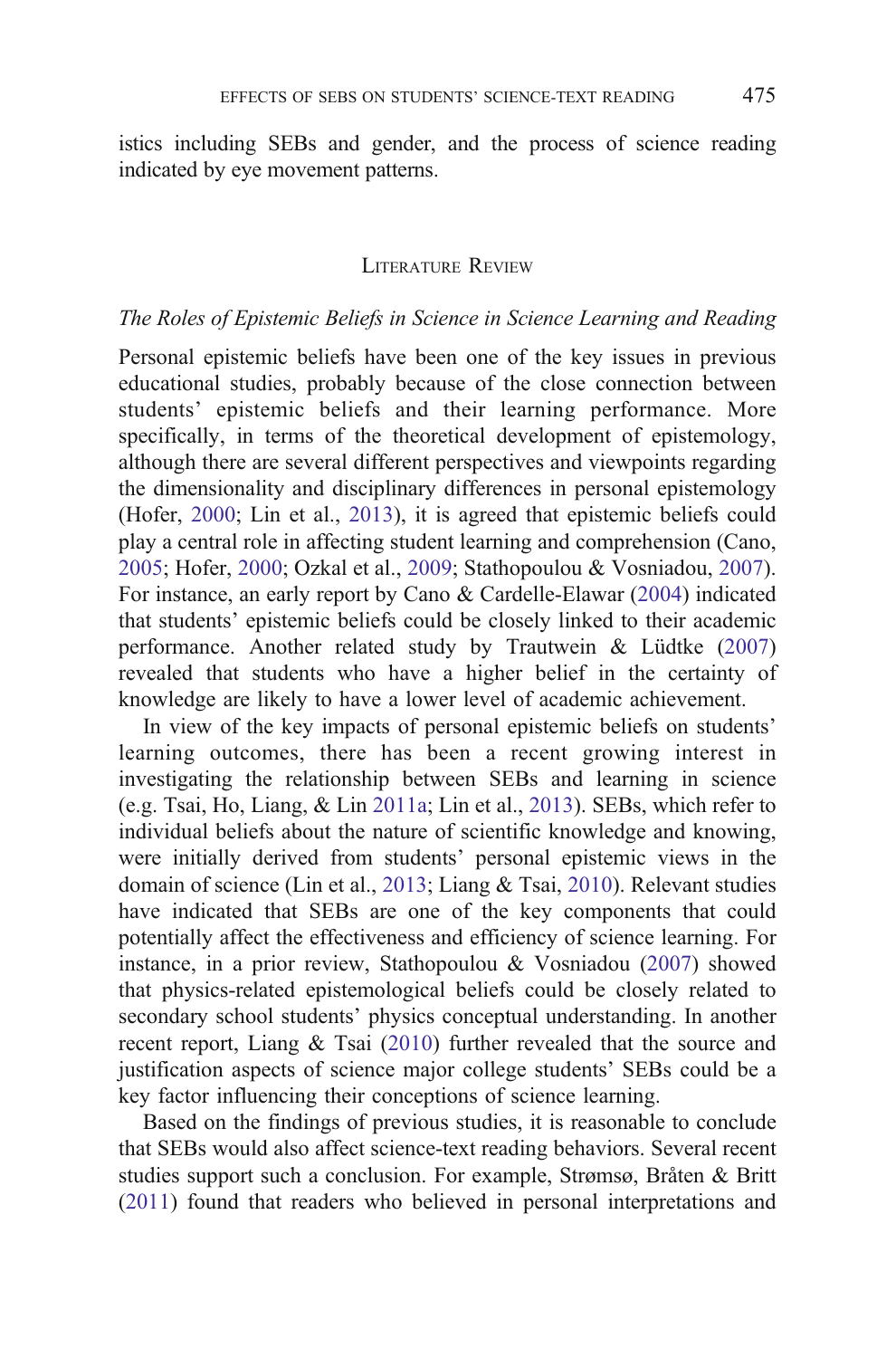istics including SEBs and gender, and the process of science reading indicated by eye movement patterns.

## Literature Review

### *The Roles of Epistemic Beliefs in Science in Science Learning and Reading*

Personal epistemic beliefs have been one of the key issues in previous educational studies, probably because of the close connection between students' epistemic beliefs and their learning performance. More specifically, in terms of the theoretical development of epistemology, although there are several different perspectives and viewpoints regarding the dimensionality and disciplinary differences in personal epistemology (Hofer, 2000; Lin et al., 2013), it is agreed that epistemic beliefs could play a central role in affecting student learning and comprehension (Cano, 2005; Hofer, 2000; Ozkal et al., 2009; Stathopoulou & Vosniadou, 2007). For instance, an early report by Cano & Cardelle-Elawar (2004) indicated that students' epistemic beliefs could be closely linked to their academic performance. Another related study by Trautwein & Lüdtke (2007) revealed that students who have a higher belief in the certainty of knowledge are likely to have a lower level of academic achievement.

In view of the key impacts of personal epistemic beliefs on students' learning outcomes, there has been a recent growing interest in investigating the relationship between SEBs and learning in science (e.g. Tsai, Ho, Liang, & Lin 2011a; Lin et al., 2013). SEBs, which refer to individual beliefs about the nature of scientific knowledge and knowing, were initially derived from students' personal epistemic views in the domain of science (Lin et al., 2013; Liang & Tsai, 2010). Relevant studies have indicated that SEBs are one of the key components that could potentially affect the effectiveness and efficiency of science learning. For instance, in a prior review, Stathopoulou & Vosniadou (2007) showed that physics-related epistemological beliefs could be closely related to secondary school students' physics conceptual understanding. In another recent report, Liang & Tsai (2010) further revealed that the source and justification aspects of science major college students' SEBs could be a key factor influencing their conceptions of science learning.

Based on the findings of previous studies, it is reasonable to conclude that SEBs would also affect science-text reading behaviors. Several recent studies support such a conclusion. For example, Strømsø, Bråten & Britt (2011) found that readers who believed in personal interpretations and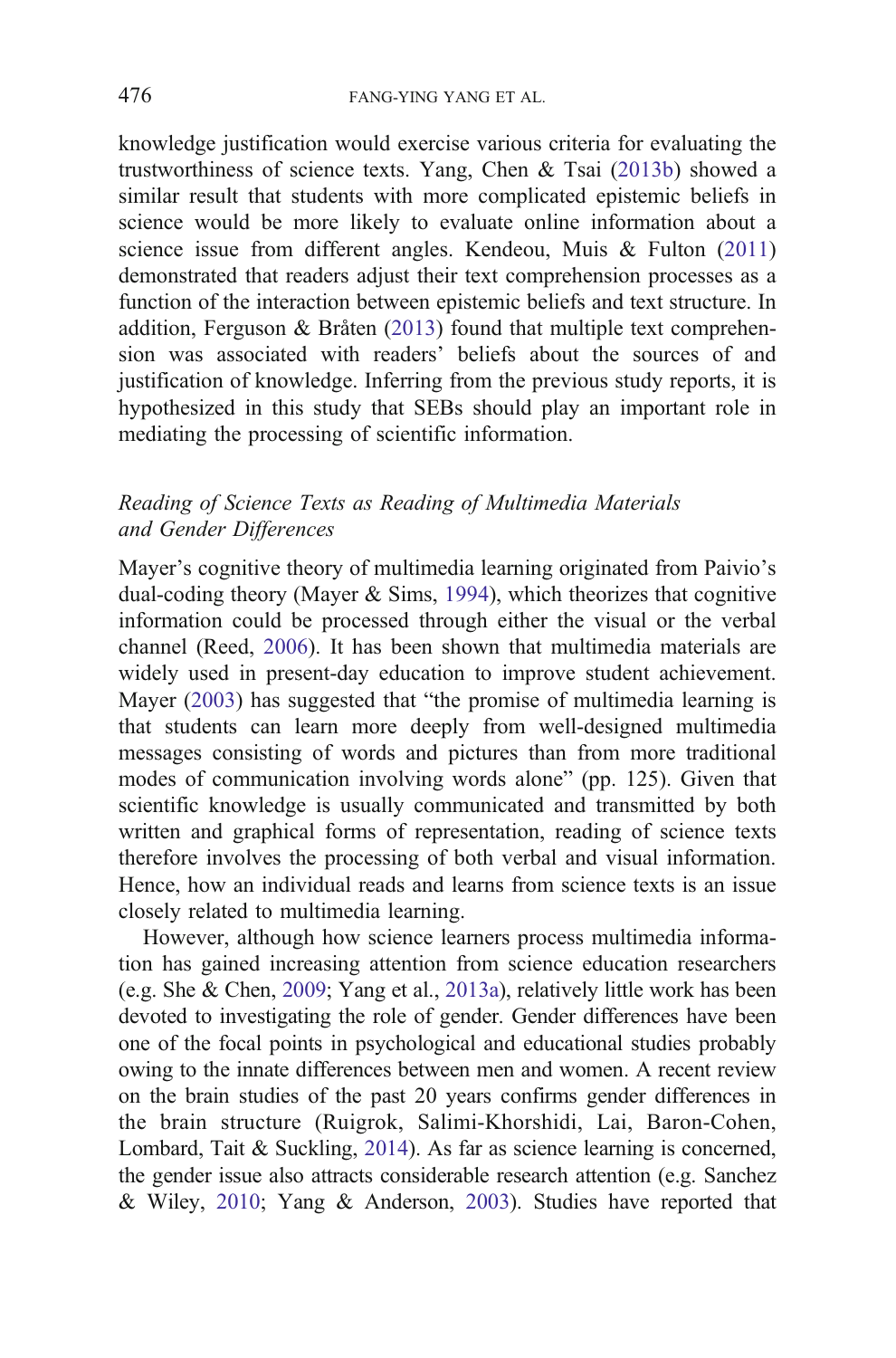knowledge justification would exercise various criteria for evaluating the trustworthiness of science texts. Yang, Chen & Tsai (2013b) showed a similar result that students with more complicated epistemic beliefs in science would be more likely to evaluate online information about a science issue from different angles. Kendeou, Muis & Fulton (2011) demonstrated that readers adjust their text comprehension processes as a function of the interaction between epistemic beliefs and text structure. In addition, Ferguson & Bråten (2013) found that multiple text comprehension was associated with readers' beliefs about the sources of and justification of knowledge. Inferring from the previous study reports, it is hypothesized in this study that SEBs should play an important role in mediating the processing of scientific information.

### *Reading of Science Texts as Reading of Multimedia Materials and Gender Differences*

Mayer's cognitive theory of multimedia learning originated from Paivio's dual-coding theory (Mayer & Sims, 1994), which theorizes that cognitive information could be processed through either the visual or the verbal channel (Reed, 2006). It has been shown that multimedia materials are widely used in present-day education to improve student achievement. Mayer (2003) has suggested that "the promise of multimedia learning is that students can learn more deeply from well-designed multimedia messages consisting of words and pictures than from more traditional modes of communication involving words alone" (pp. 125). Given that scientific knowledge is usually communicated and transmitted by both written and graphical forms of representation, reading of science texts therefore involves the processing of both verbal and visual information. Hence, how an individual reads and learns from science texts is an issue closely related to multimedia learning.

However, although how science learners process multimedia information has gained increasing attention from science education researchers (e.g. She & Chen, 2009; Yang et al., 2013a), relatively little work has been devoted to investigating the role of gender. Gender differences have been one of the focal points in psychological and educational studies probably owing to the innate differences between men and women. A recent review on the brain studies of the past 20 years confirms gender differences in the brain structure (Ruigrok, Salimi-Khorshidi, Lai, Baron-Cohen, Lombard, Tait & Suckling, 2014). As far as science learning is concerned, the gender issue also attracts considerable research attention (e.g. Sanchez & Wiley, 2010; Yang & Anderson, 2003). Studies have reported that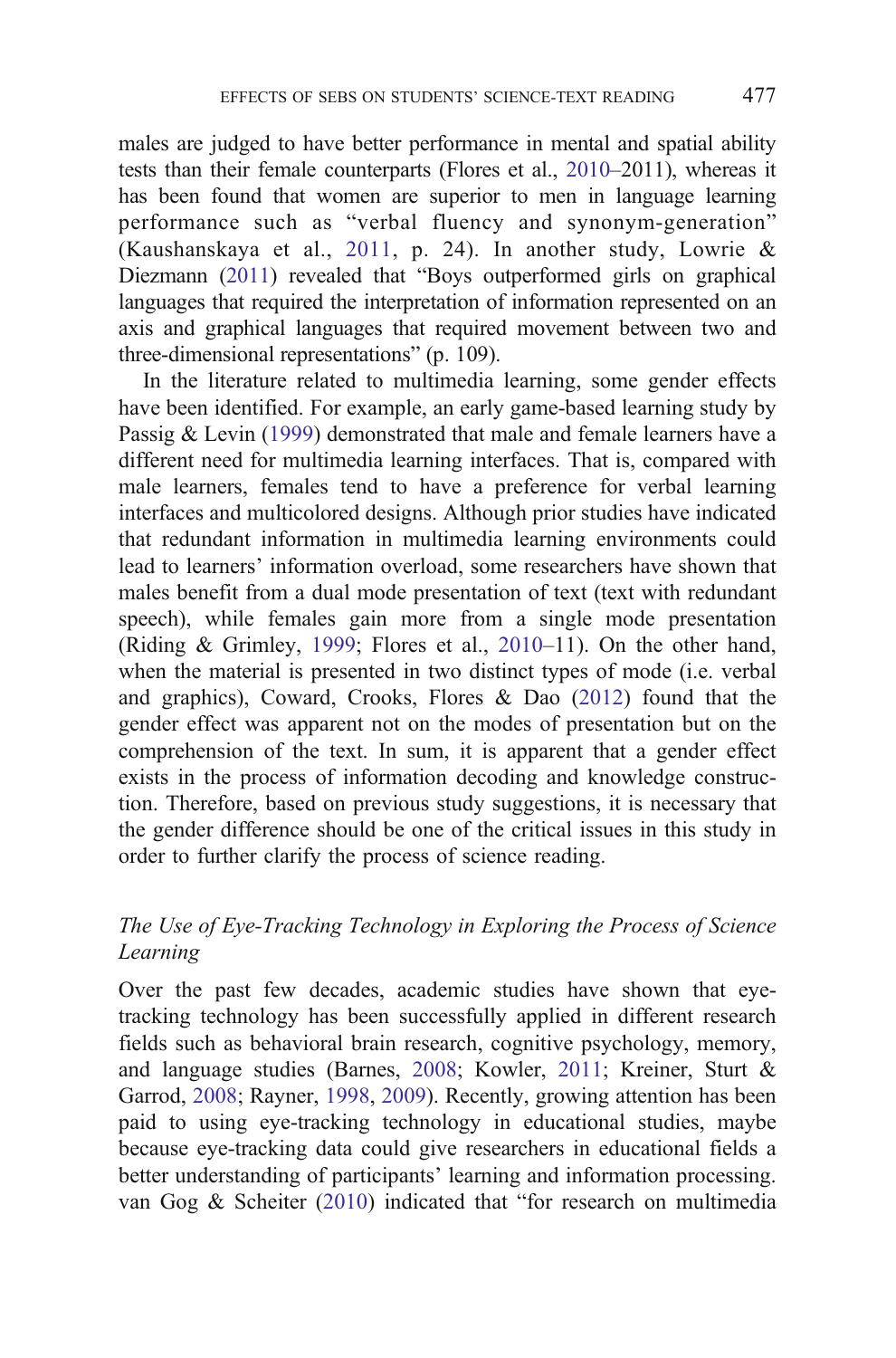males are judged to have better performance in mental and spatial ability tests than their female counterparts (Flores et al., 2010–2011), whereas it has been found that women are superior to men in language learning performance such as "verbal fluency and synonym-generation" (Kaushanskaya et al., 2011, p. 24). In another study, Lowrie & Diezmann (2011) revealed that "Boys outperformed girls on graphical languages that required the interpretation of information represented on an axis and graphical languages that required movement between two and three-dimensional representations" (p. 109).

In the literature related to multimedia learning, some gender effects have been identified. For example, an early game-based learning study by Passig & Levin (1999) demonstrated that male and female learners have a different need for multimedia learning interfaces. That is, compared with male learners, females tend to have a preference for verbal learning interfaces and multicolored designs. Although prior studies have indicated that redundant information in multimedia learning environments could lead to learners' information overload, some researchers have shown that males benefit from a dual mode presentation of text (text with redundant speech), while females gain more from a single mode presentation (Riding & Grimley, 1999; Flores et al., 2010–11). On the other hand, when the material is presented in two distinct types of mode (i.e. verbal and graphics), Coward, Crooks, Flores & Dao (2012) found that the gender effect was apparent not on the modes of presentation but on the comprehension of the text. In sum, it is apparent that a gender effect exists in the process of information decoding and knowledge construction. Therefore, based on previous study suggestions, it is necessary that the gender difference should be one of the critical issues in this study in order to further clarify the process of science reading.

### *The Use of Eye-Tracking Technology in Exploring the Process of Science Learning*

Over the past few decades, academic studies have shown that eye-tracking technology has been successfully applied in different research fields such as behavioral brain research, cognitive psychology, memory, and language studies (Barnes, 2008; Kowler, 2011; Kreiner, Sturt & Garrod, 2008; Rayner, 1998, 2009). Recently, growing attention has been paid to using eye-tracking technology in educational studies, maybe because eye-tracking data could give researchers in educational fields a better understanding of participants' learning and information processing. van Gog & Scheiter (2010) indicated that "for research on multimedia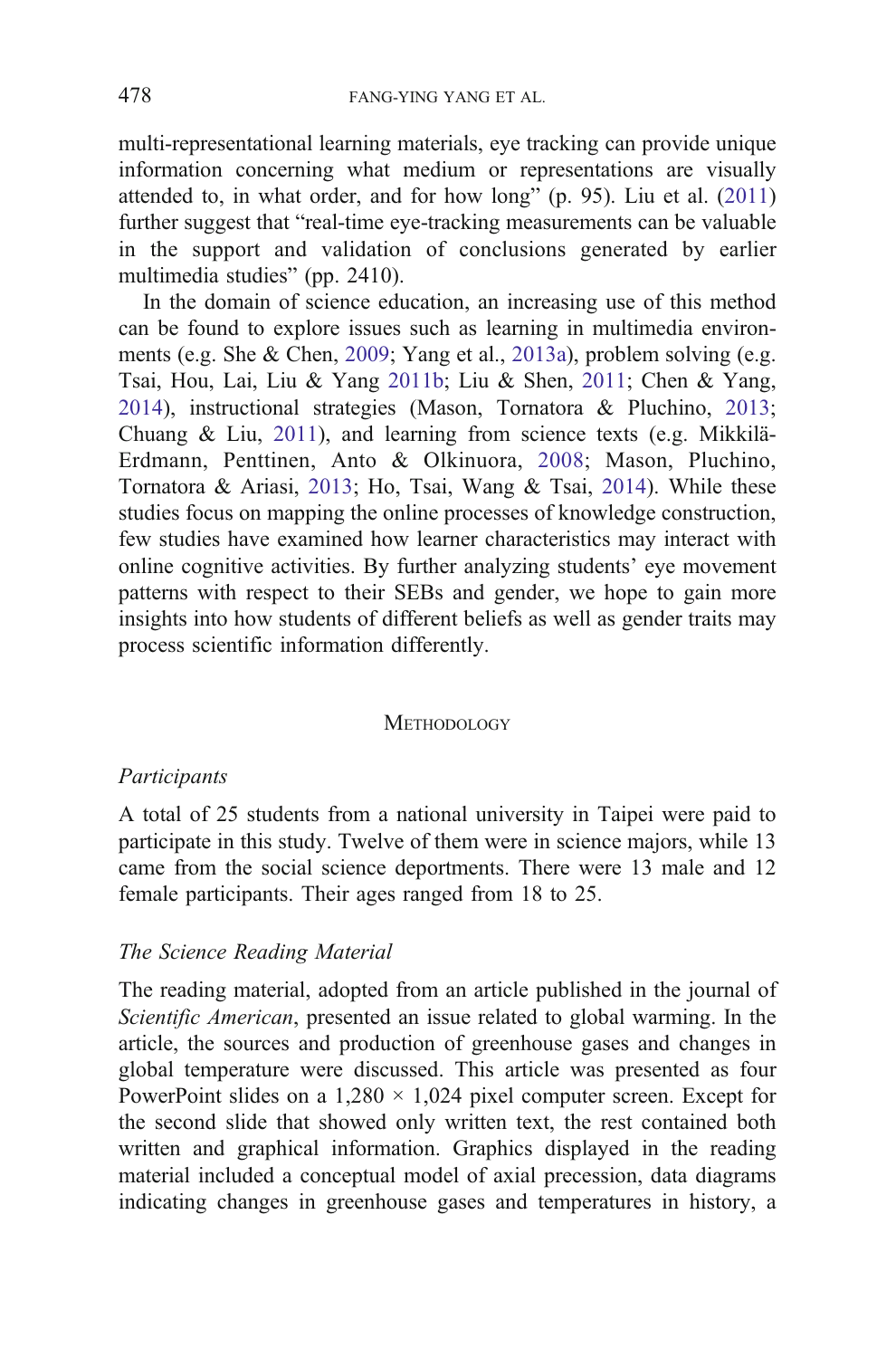multi-representational learning materials, eye tracking can provide unique information concerning what medium or representations are visually attended to, in what order, and for how long" (p. 95). Liu et al. (2011) further suggest that "real-time eye-tracking measurements can be valuable in the support and validation of conclusions generated by earlier multimedia studies" (pp. 2410).

In the domain of science education, an increasing use of this method can be found to explore issues such as learning in multimedia environments (e.g. She & Chen, 2009; Yang et al., 2013a), problem solving (e.g. Tsai, Hou, Lai, Liu & Yang 2011b; Liu & Shen, 2011; Chen & Yang, 2014), instructional strategies (Mason, Tornatora & Pluchino, 2013; Chuang & Liu, 2011), and learning from science texts (e.g. Mikkilä-Erdmann, Penttinen, Anto & Olkinuora, 2008; Mason, Pluchino, Tornatora & Ariasi, 2013; Ho, Tsai, Wang & Tsai, 2014). While these studies focus on mapping the online processes of knowledge construction, few studies have examined how learner characteristics may interact with online cognitive activities. By further analyzing students' eye movement patterns with respect to their SEBs and gender, we hope to gain more insights into how students of different beliefs as well as gender traits may process scientific information differently.

## Methodology

### *Participants*

A total of 25 students from a national university in Taipei were paid to participate in this study. Twelve of them were in science majors, while 13 came from the social science deportments. There were 13 male and 12 female participants. Their ages ranged from 18 to 25.

### *The Science Reading Material*

The reading material, adopted from an article published in the journal of *Scientific American*, presented an issue related to global warming. In the article, the sources and production of greenhouse gases and changes in global temperature were discussed. This article was presented as four PowerPoint slides on a 1,280 × 1,024 pixel computer screen. Except for the second slide that showed only written text, the rest contained both written and graphical information. Graphics displayed in the reading material included a conceptual model of axial precession, data diagrams indicating changes in greenhouse gases and temperatures in history, a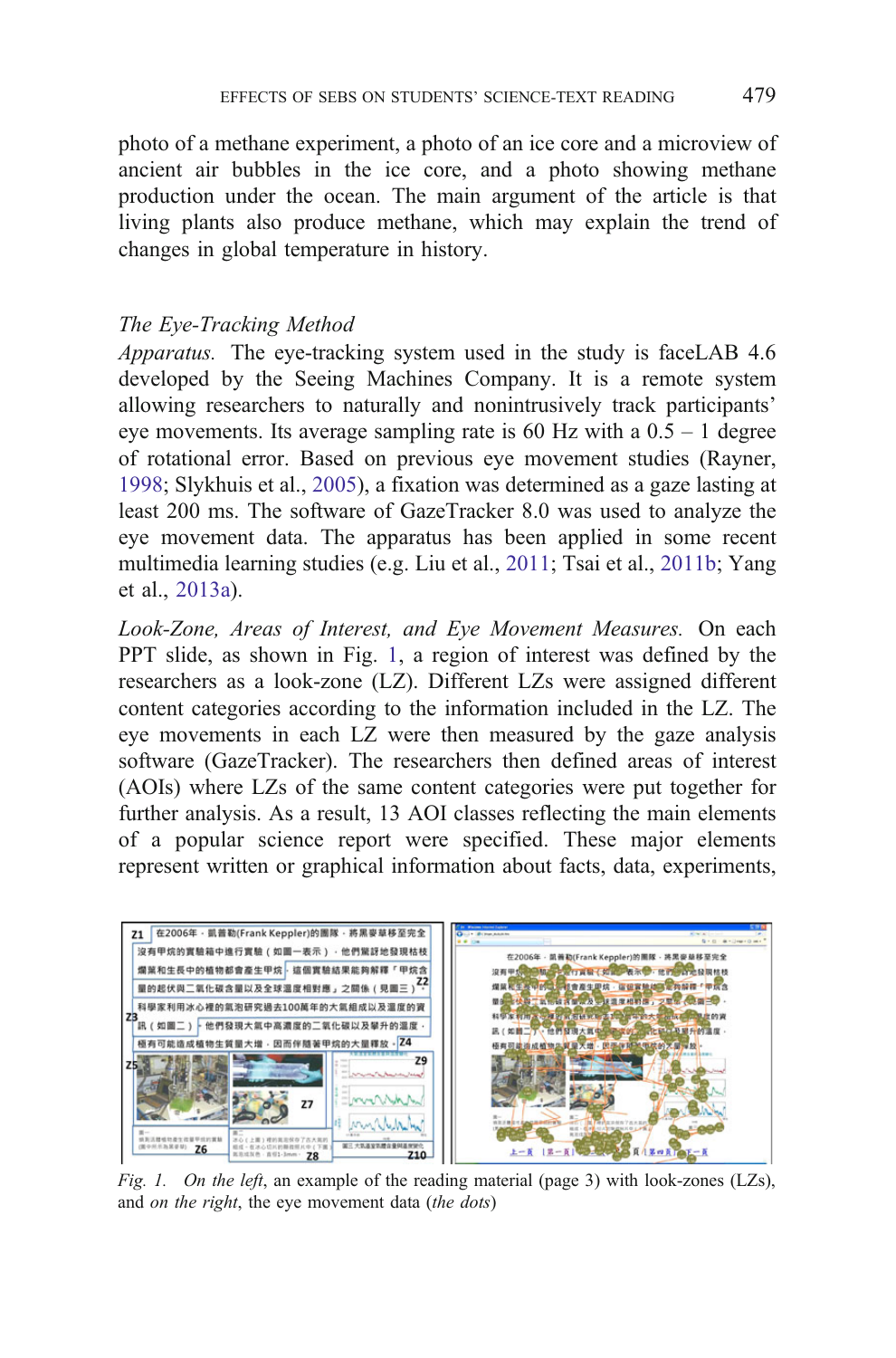photo of a methane experiment, a photo of an ice core and a microview of ancient air bubbles in the ice core, and a photo showing methane production under the ocean. The main argument of the article is that living plants also produce methane, which may explain the trend of changes in global temperature in history.

### *The Eye-Tracking Method*

*Apparatus.* The eye-tracking system used in the study is faceLAB 4.6 developed by the Seeing Machines Company. It is a remote system allowing researchers to naturally and nonintrusively track participants' eye movements. Its average sampling rate is 60 Hz with a 0.5 – 1 degree of rotational error. Based on previous eye movement studies (Rayner, 1998; Slykhuis et al., 2005), a fixation was determined as a gaze lasting at least 200 ms. The software of GazeTracker 8.0 was used to analyze the eye movement data. The apparatus has been applied in some recent multimedia learning studies (e.g. Liu et al., 2011; Tsai et al., 2011b; Yang et al., 2013a).

*Look-Zone, Areas of Interest, and Eye Movement Measures.* On each PPT slide, as shown in Fig. 1, a region of interest was defined by the researchers as a look-zone (LZ). Different LZs were assigned different content categories according to the information included in the LZ. The eye movements in each LZ were then measured by the gaze analysis software (GazeTracker). The researchers then defined areas of interest (AOIs) where LZs of the same content categories were put together for further analysis. As a result, 13 AOI classes reflecting the main elements of a popular science report were specified. These major elements represent written or graphical information about facts, data, experiments,

*Fig. 1.* *On the left*, an example of the reading material (page 3) with look-zones (LZs), and *on the right*, the eye movement data (*the dots*)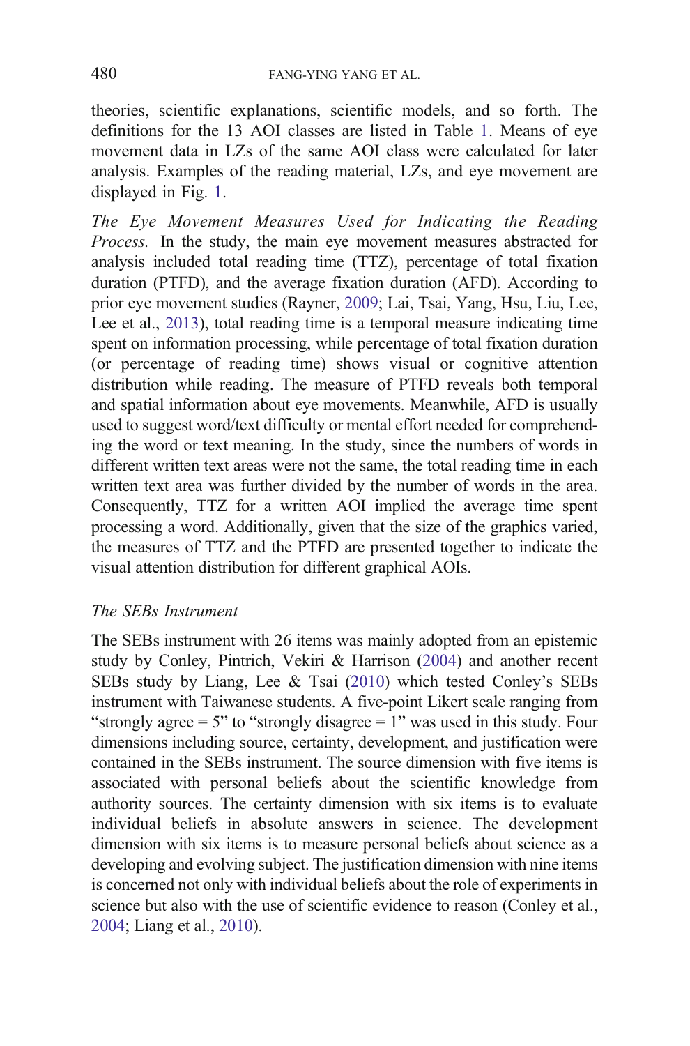theories, scientific explanations, scientific models, and so forth. The definitions for the 13 AOI classes are listed in Table 1. Means of eye movement data in LZs of the same AOI class were calculated for later analysis. Examples of the reading material, LZs, and eye movement are displayed in Fig. 1.

*The Eye Movement Measures Used for Indicating the Reading Process.* In the study, the main eye movement measures abstracted for analysis included total reading time (TTZ), percentage of total fixation duration (PTFD), and the average fixation duration (AFD). According to prior eye movement studies (Rayner, 2009; Lai, Tsai, Yang, Hsu, Liu, Lee, Lee et al., 2013), total reading time is a temporal measure indicating time spent on information processing, while percentage of total fixation duration (or percentage of reading time) shows visual or cognitive attention distribution while reading. The measure of PTFD reveals both temporal and spatial information about eye movements. Meanwhile, AFD is usually used to suggest word/text difficulty or mental effort needed for comprehending the word or text meaning. In the study, since the numbers of words in different written text areas were not the same, the total reading time in each written text area was further divided by the number of words in the area. Consequently, TTZ for a written AOI implied the average time spent processing a word. Additionally, given that the size of the graphics varied, the measures of TTZ and the PTFD are presented together to indicate the visual attention distribution for different graphical AOIs.

### *The SEBs Instrument*

The SEBs instrument with 26 items was mainly adopted from an epistemic study by Conley, Pintrich, Vekiri & Harrison (2004) and another recent SEBs study by Liang, Lee & Tsai (2010) which tested Conley's SEBs instrument with Taiwanese students. A five-point Likert scale ranging from "strongly agree = 5" to "strongly disagree = 1" was used in this study. Four dimensions including source, certainty, development, and justification were contained in the SEBs instrument. The source dimension with five items is associated with personal beliefs about the scientific knowledge from authority sources. The certainty dimension with six items is to evaluate individual beliefs in absolute answers in science. The development dimension with six items is to measure personal beliefs about science as a developing and evolving subject. The justification dimension with nine items is concerned not only with individual beliefs about the role of experiments in science but also with the use of scientific evidence to reason (Conley et al., 2004; Liang et al., 2010).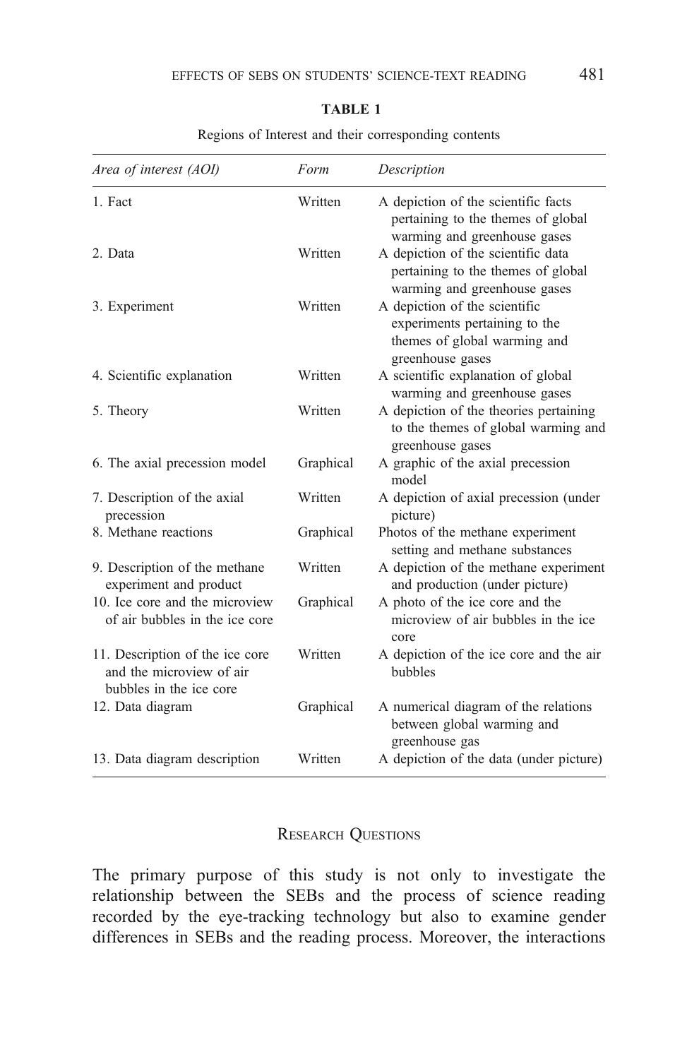**TABLE 1**

Regions of Interest and their corresponding contents

| *Area of interest (AOI)* | *Form* | *Description* |
|---|---|---|
| 1. Fact | Written | A depiction of the scientific facts pertaining to the themes of global warming and greenhouse gases |
| 2. Data | Written | A depiction of the scientific data pertaining to the themes of global warming and greenhouse gases |
| 3. Experiment | Written | A depiction of the scientific experiments pertaining to the themes of global warming and greenhouse gases |
| 4. Scientific explanation | Written | A scientific explanation of global warming and greenhouse gases |
| 5. Theory | Written | A depiction of the theories pertaining to the themes of global warming and greenhouse gases |
| 6. The axial precession model | Graphical | A graphic of the axial precession model |
| 7. Description of the axial precession | Written | A depiction of axial precession (under picture) |
| 8. Methane reactions | Graphical | Photos of the methane experiment setting and methane substances |
| 9. Description of the methane experiment and product | Written | A depiction of the methane experiment and production (under picture) |
| 10. Ice core and the microview of air bubbles in the ice core | Graphical | A photo of the ice core and the microview of air bubbles in the ice core |
| 11. Description of the ice core and the microview of air bubbles in the ice core | Written | A depiction of the ice core and the air bubbles |
| 12. Data diagram | Graphical | A numerical diagram of the relations between global warming and greenhouse gas |
| 13. Data diagram description | Written | A depiction of the data (under picture) |

## Research Questions

The primary purpose of this study is not only to investigate the relationship between the SEBs and the process of science reading recorded by the eye-tracking technology but also to examine gender differences in SEBs and the reading process. Moreover, the interactions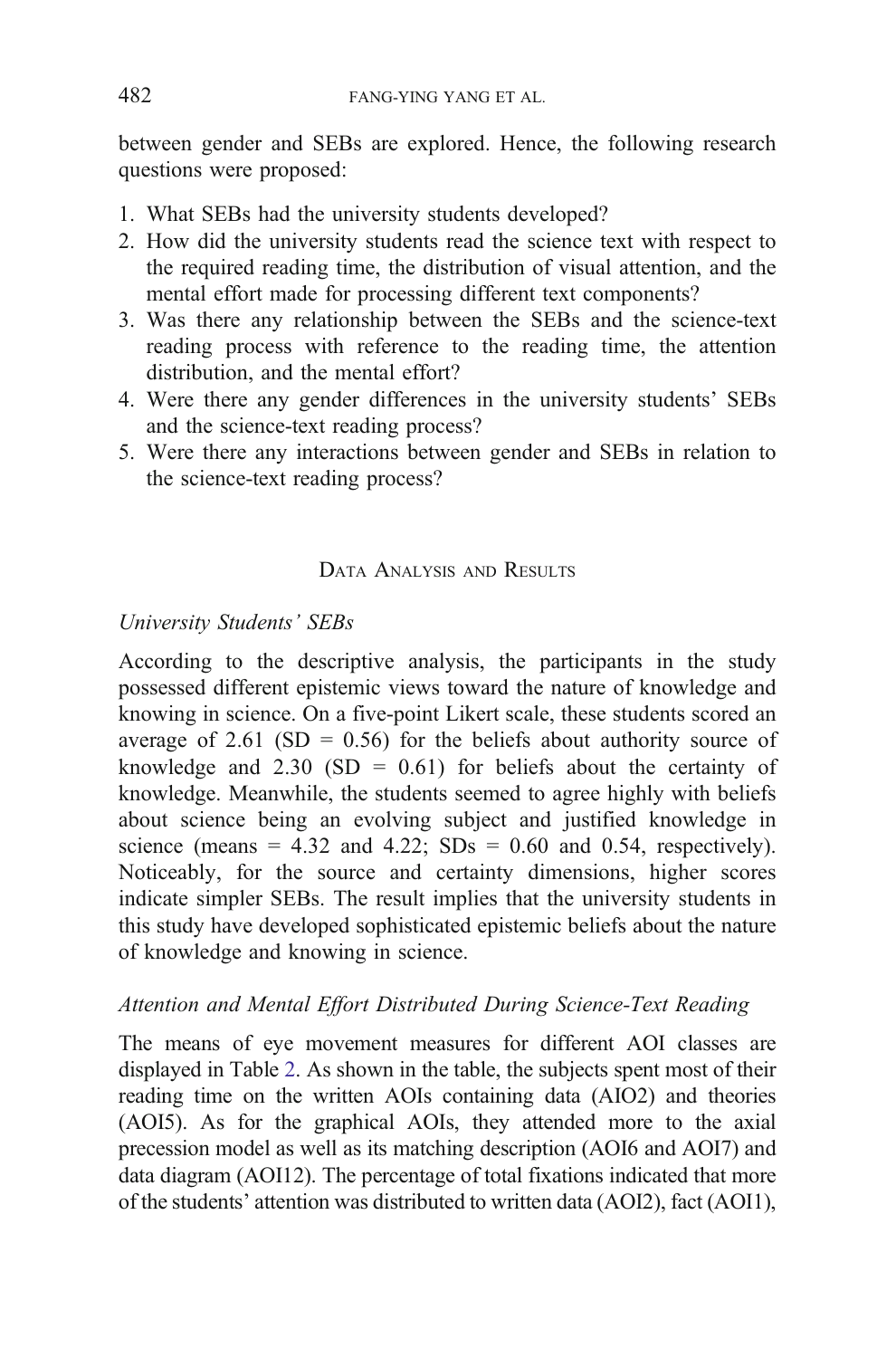between gender and SEBs are explored. Hence, the following research questions were proposed:

1. What SEBs had the university students developed?
2. How did the university students read the science text with respect to the required reading time, the distribution of visual attention, and the mental effort made for processing different text components?
3. Was there any relationship between the SEBs and the science-text reading process with reference to the reading time, the attention distribution, and the mental effort?
4. Were there any gender differences in the university students' SEBs and the science-text reading process?
5. Were there any interactions between gender and SEBs in relation to the science-text reading process?

## Data Analysis and Results

### *University Students' SEBs*

According to the descriptive analysis, the participants in the study possessed different epistemic views toward the nature of knowledge and knowing in science. On a five-point Likert scale, these students scored an average of 2.61 (SD = 0.56) for the beliefs about authority source of knowledge and 2.30 (SD = 0.61) for beliefs about the certainty of knowledge. Meanwhile, the students seemed to agree highly with beliefs about science being an evolving subject and justified knowledge in science (means = 4.32 and 4.22; SDs = 0.60 and 0.54, respectively). Noticeably, for the source and certainty dimensions, higher scores indicate simpler SEBs. The result implies that the university students in this study have developed sophisticated epistemic beliefs about the nature of knowledge and knowing in science.

### *Attention and Mental Effort Distributed During Science-Text Reading*

The means of eye movement measures for different AOI classes are displayed in Table 2. As shown in the table, the subjects spent most of their reading time on the written AOIs containing data (AIO2) and theories (AOI5). As for the graphical AOIs, they attended more to the axial precession model as well as its matching description (AOI6 and AOI7) and data diagram (AOI12). The percentage of total fixations indicated that more of the students' attention was distributed to written data (AOI2), fact (AOI1),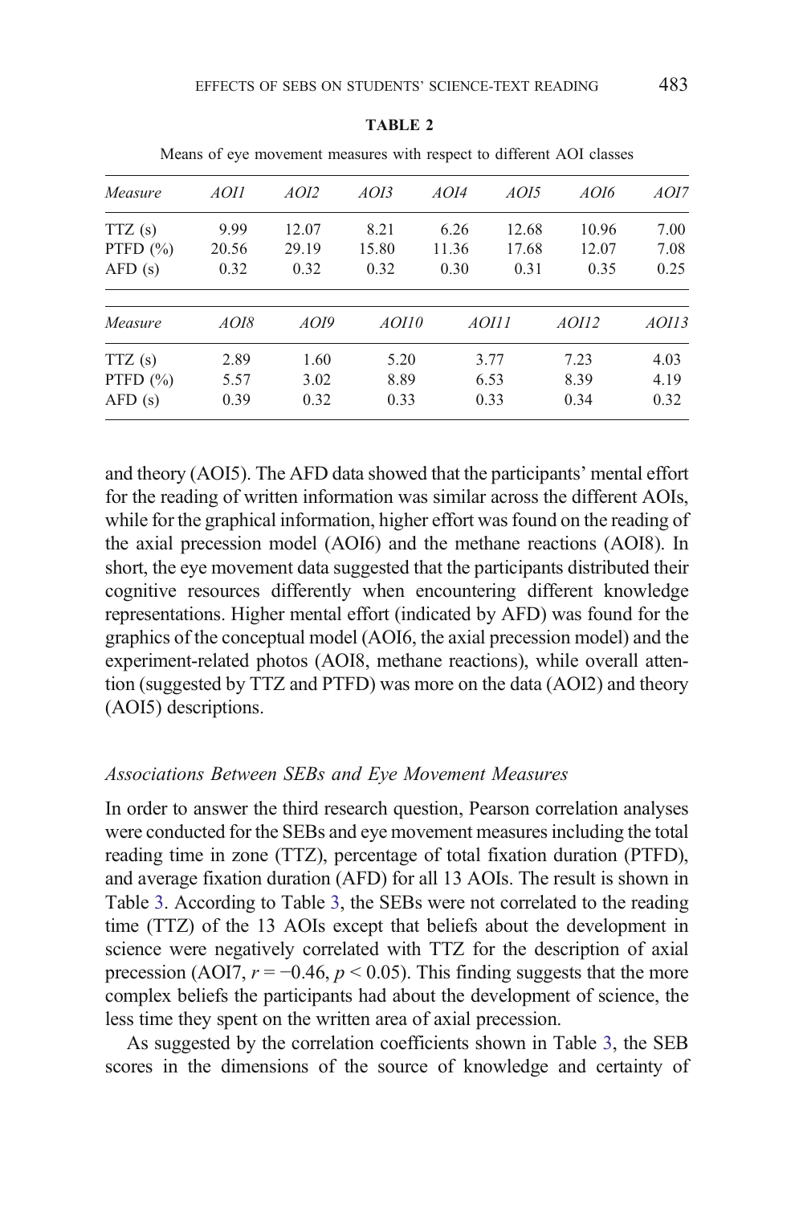**TABLE 2**

Means of eye movement measures with respect to different AOI classes

| *Measure* | *AOI1* | *AOI2* | *AOI3* | *AOI4* | *AOI5* | *AOI6* | *AOI7* |
|---|---|---|---|---|---|---|---|
| TTZ (s) | 9.99 | 12.07 | 8.21 | 6.26 | 12.68 | 10.96 | 7.00 |
| PTFD (%) | 20.56 | 29.19 | 15.80 | 11.36 | 17.68 | 12.07 | 7.08 |
| AFD (s) | 0.32 | 0.32 | 0.32 | 0.30 | 0.31 | 0.35 | 0.25 |

| *Measure* | *AOI8* | *AOI9* | *AOI10* | *AOI11* | *AOI12* | *AOI13* |
|---|---|---|---|---|---|---|
| TTZ (s) | 2.89 | 1.60 | 5.20 | 3.77 | 7.23 | 4.03 |
| PTFD (%) | 5.57 | 3.02 | 8.89 | 6.53 | 8.39 | 4.19 |
| AFD (s) | 0.39 | 0.32 | 0.33 | 0.33 | 0.34 | 0.32 |

and theory (AOI5). The AFD data showed that the participants' mental effort for the reading of written information was similar across the different AOIs, while for the graphical information, higher effort was found on the reading of the axial precession model (AOI6) and the methane reactions (AOI8). In short, the eye movement data suggested that the participants distributed their cognitive resources differently when encountering different knowledge representations. Higher mental effort (indicated by AFD) was found for the graphics of the conceptual model (AOI6, the axial precession model) and the experiment-related photos (AOI8, methane reactions), while overall attention (suggested by TTZ and PTFD) was more on the data (AOI2) and theory (AOI5) descriptions.

### *Associations Between SEBs and Eye Movement Measures*

In order to answer the third research question, Pearson correlation analyses were conducted for the SEBs and eye movement measures including the total reading time in zone (TTZ), percentage of total fixation duration (PTFD), and average fixation duration (AFD) for all 13 AOIs. The result is shown in Table 3. According to Table 3, the SEBs were not correlated to the reading time (TTZ) of the 13 AOIs except that beliefs about the development in science were negatively correlated with TTZ for the description of axial precession (AOI7, $r = -0.46$, $p < 0.05$). This finding suggests that the more complex beliefs the participants had about the development of science, the less time they spent on the written area of axial precession.

As suggested by the correlation coefficients shown in Table 3, the SEB scores in the dimensions of the source of knowledge and certainty of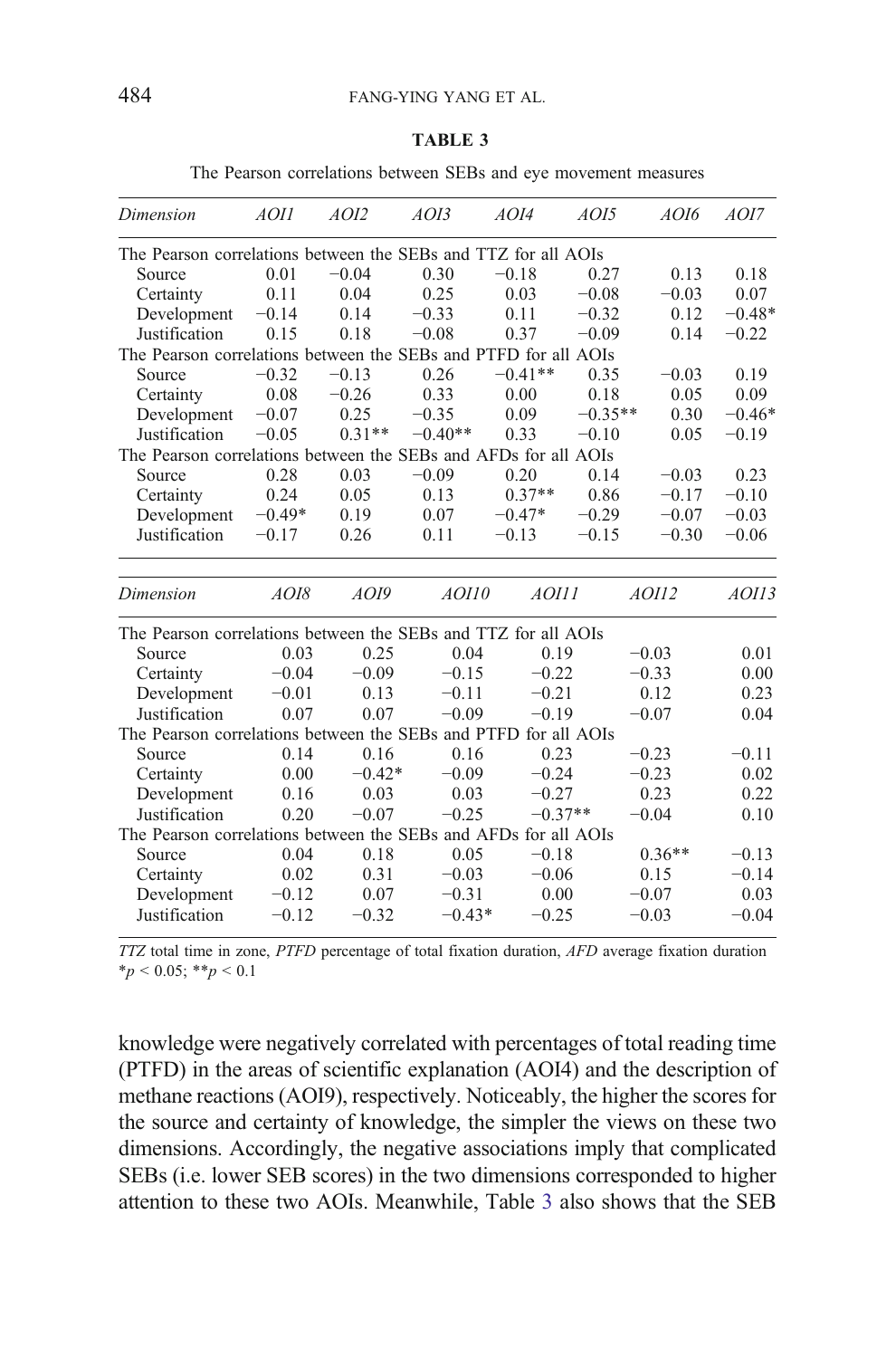**TABLE 3**

The Pearson correlations between SEBs and eye movement measures

| *Dimension* | *AOI1* | *AOI2* | *AOI3* | *AOI4* | *AOI5* | *AOI6* | *AOI7* |
|---|---|---|---|---|---|---|---|
| The Pearson correlations between the SEBs and TTZ for all AOIs | | | | | | | |
| Source | 0.01 | −0.04 | 0.30 | −0.18 | 0.27 | 0.13 | 0.18 |
| Certainty | 0.11 | 0.04 | 0.25 | 0.03 | −0.08 | −0.03 | 0.07 |
| Development | −0.14 | 0.14 | −0.33 | 0.11 | −0.32 | 0.12 | −0.48* |
| Justification | 0.15 | 0.18 | −0.08 | 0.37 | −0.09 | 0.14 | −0.22 |
| The Pearson correlations between the SEBs and PTFD for all AOIs | | | | | | | |
| Source | −0.32 | −0.13 | 0.26 | −0.41** | 0.35 | −0.03 | 0.19 |
| Certainty | 0.08 | −0.26 | 0.33 | 0.00 | 0.18 | 0.05 | 0.09 |
| Development | −0.07 | 0.25 | −0.35 | 0.09 | −0.35** | 0.30 | −0.46* |
| Justification | −0.05 | 0.31** | −0.40** | 0.33 | −0.10 | 0.05 | −0.19 |
| The Pearson correlations between the SEBs and AFDs for all AOIs | | | | | | | |
| Source | 0.28 | 0.03 | −0.09 | 0.20 | 0.14 | −0.03 | 0.23 |
| Certainty | 0.24 | 0.05 | 0.13 | 0.37** | 0.86 | −0.17 | −0.10 |
| Development | −0.49* | 0.19 | 0.07 | −0.47* | −0.29 | −0.07 | −0.03 |
| Justification | −0.17 | 0.26 | 0.11 | −0.13 | −0.15 | −0.30 | −0.06 |

| *Dimension* | *AOI8* | *AOI9* | *AOI10* | *AOI11* | *AOI12* | *AOI13* |
|---|---|---|---|---|---|---|
| The Pearson correlations between the SEBs and TTZ for all AOIs | | | | | | |
| Source | 0.03 | 0.25 | 0.04 | 0.19 | −0.03 | 0.01 |
| Certainty | −0.04 | −0.09 | −0.15 | −0.22 | −0.33 | 0.00 |
| Development | −0.01 | 0.13 | −0.11 | −0.21 | 0.12 | 0.23 |
| Justification | 0.07 | 0.07 | −0.09 | −0.19 | −0.07 | 0.04 |
| The Pearson correlations between the SEBs and PTFD for all AOIs | | | | | | |
| Source | 0.14 | 0.16 | 0.16 | 0.23 | −0.23 | −0.11 |
| Certainty | 0.00 | −0.42* | −0.09 | −0.24 | −0.23 | 0.02 |
| Development | 0.16 | 0.03 | 0.03 | −0.27 | 0.23 | 0.22 |
| Justification | 0.20 | −0.07 | −0.25 | −0.37** | −0.04 | 0.10 |
| The Pearson correlations between the SEBs and AFDs for all AOIs | | | | | | |
| Source | 0.04 | 0.18 | 0.05 | −0.18 | 0.36** | −0.13 |
| Certainty | 0.02 | 0.31 | −0.03 | −0.06 | 0.15 | −0.14 |
| Development | −0.12 | 0.07 | −0.31 | 0.00 | −0.07 | 0.03 |
| Justification | −0.12 | −0.32 | −0.43* | −0.25 | −0.03 | −0.04 |

*TTZ* total time in zone, *PTFD* percentage of total fixation duration, *AFD* average fixation duration
*$p < 0.05$; **$p < 0.1$

knowledge were negatively correlated with percentages of total reading time (PTFD) in the areas of scientific explanation (AOI4) and the description of methane reactions (AOI9), respectively. Noticeably, the higher the scores for the source and certainty of knowledge, the simpler the views on these two dimensions. Accordingly, the negative associations imply that complicated SEBs (i.e. lower SEB scores) in the two dimensions corresponded to higher attention to these two AOIs. Meanwhile, Table 3 also shows that the SEB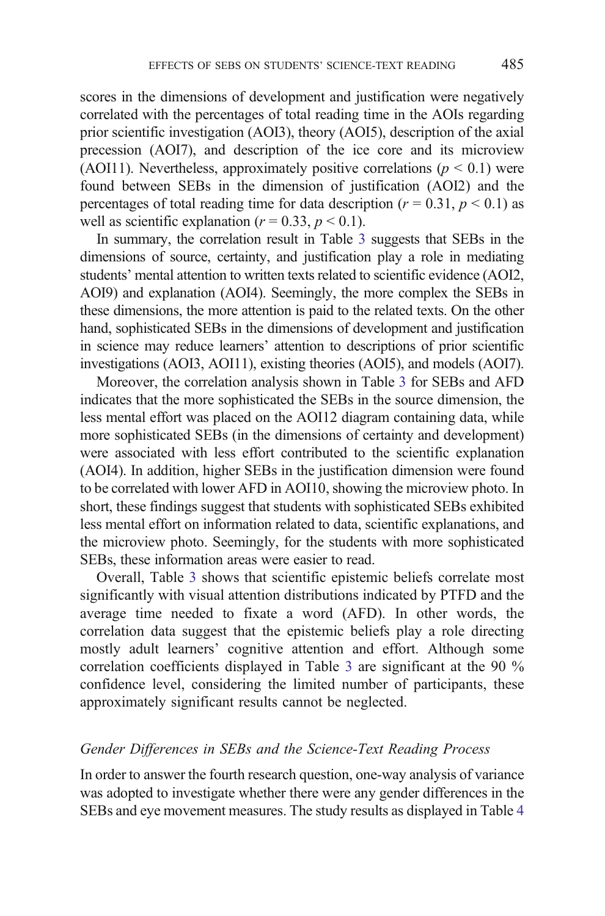scores in the dimensions of development and justification were negatively correlated with the percentages of total reading time in the AOIs regarding prior scientific investigation (AOI3), theory (AOI5), description of the axial precession (AOI7), and description of the ice core and its microview (AOI11). Nevertheless, approximately positive correlations ($p < 0.1$) were found between SEBs in the dimension of justification (AOI2) and the percentages of total reading time for data description ($r = 0.31$, $p < 0.1$) as well as scientific explanation ($r = 0.33$, $p < 0.1$).

In summary, the correlation result in Table 3 suggests that SEBs in the dimensions of source, certainty, and justification play a role in mediating students' mental attention to written texts related to scientific evidence (AOI2, AOI9) and explanation (AOI4). Seemingly, the more complex the SEBs in these dimensions, the more attention is paid to the related texts. On the other hand, sophisticated SEBs in the dimensions of development and justification in science may reduce learners' attention to descriptions of prior scientific investigations (AOI3, AOI11), existing theories (AOI5), and models (AOI7).

Moreover, the correlation analysis shown in Table 3 for SEBs and AFD indicates that the more sophisticated the SEBs in the source dimension, the less mental effort was placed on the AOI12 diagram containing data, while more sophisticated SEBs (in the dimensions of certainty and development) were associated with less effort contributed to the scientific explanation (AOI4). In addition, higher SEBs in the justification dimension were found to be correlated with lower AFD in AOI10, showing the microview photo. In short, these findings suggest that students with sophisticated SEBs exhibited less mental effort on information related to data, scientific explanations, and the microview photo. Seemingly, for the students with more sophisticated SEBs, these information areas were easier to read.

Overall, Table 3 shows that scientific epistemic beliefs correlate most significantly with visual attention distributions indicated by PTFD and the average time needed to fixate a word (AFD). In other words, the correlation data suggest that the epistemic beliefs play a role directing mostly adult learners' cognitive attention and effort. Although some correlation coefficients displayed in Table 3 are significant at the 90 % confidence level, considering the limited number of participants, these approximately significant results cannot be neglected.

### *Gender Differences in SEBs and the Science-Text Reading Process*

In order to answer the fourth research question, one-way analysis of variance was adopted to investigate whether there were any gender differences in the SEBs and eye movement measures. The study results as displayed in Table 4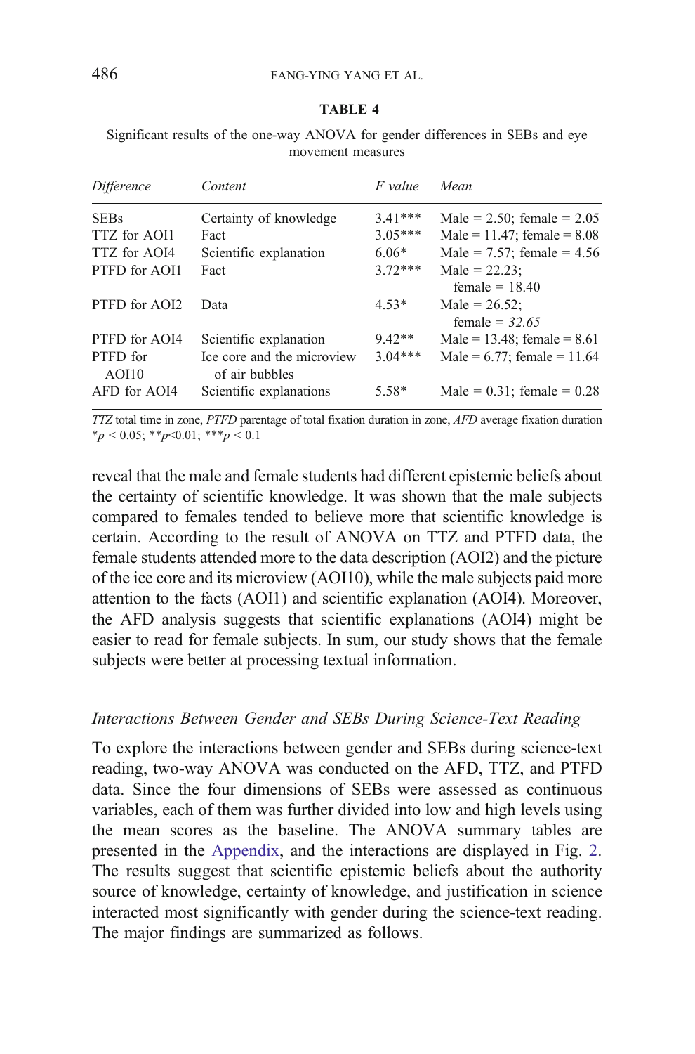**TABLE 4**

Significant results of the one-way ANOVA for gender differences in SEBs and eye movement measures

| *Difference* | *Content* | *F value* | *Mean* |
|---|---|---|---|
| SEBs | Certainty of knowledge | 3.41*** | Male = 2.50; female = 2.05 |
| TTZ for AOI1 | Fact | 3.05*** | Male = 11.47; female = 8.08 |
| TTZ for AOI4 | Scientific explanation | 6.06* | Male = 7.57; female = 4.56 |
| PTFD for AOI1 | Fact | 3.72*** | Male = 22.23; female = 18.40 |
| PTFD for AOI2 | Data | 4.53* | Male = 26.52; female = *32.65* |
| PTFD for AOI4 | Scientific explanation | 9.42** | Male = 13.48; female = 8.61 |
| PTFD for AOI10 | Ice core and the microview of air bubbles | 3.04*** | Male = 6.77; female = 11.64 |
| AFD for AOI4 | Scientific explanations | 5.58* | Male = 0.31; female = 0.28 |

*TTZ* total time in zone, *PTFD* parentage of total fixation duration in zone, *AFD* average fixation duration
*$p < 0.05$; **$p<0.01$; ***$p < 0.1$

reveal that the male and female students had different epistemic beliefs about the certainty of scientific knowledge. It was shown that the male subjects compared to females tended to believe more that scientific knowledge is certain. According to the result of ANOVA on TTZ and PTFD data, the female students attended more to the data description (AOI2) and the picture of the ice core and its microview (AOI10), while the male subjects paid more attention to the facts (AOI1) and scientific explanation (AOI4). Moreover, the AFD analysis suggests that scientific explanations (AOI4) might be easier to read for female subjects. In sum, our study shows that the female subjects were better at processing textual information.

### *Interactions Between Gender and SEBs During Science-Text Reading*

To explore the interactions between gender and SEBs during science-text reading, two-way ANOVA was conducted on the AFD, TTZ, and PTFD data. Since the four dimensions of SEBs were assessed as continuous variables, each of them was further divided into low and high levels using the mean scores as the baseline. The ANOVA summary tables are presented in the Appendix, and the interactions are displayed in Fig. 2. The results suggest that scientific epistemic beliefs about the authority source of knowledge, certainty of knowledge, and justification in science interacted most significantly with gender during the science-text reading. The major findings are summarized as follows.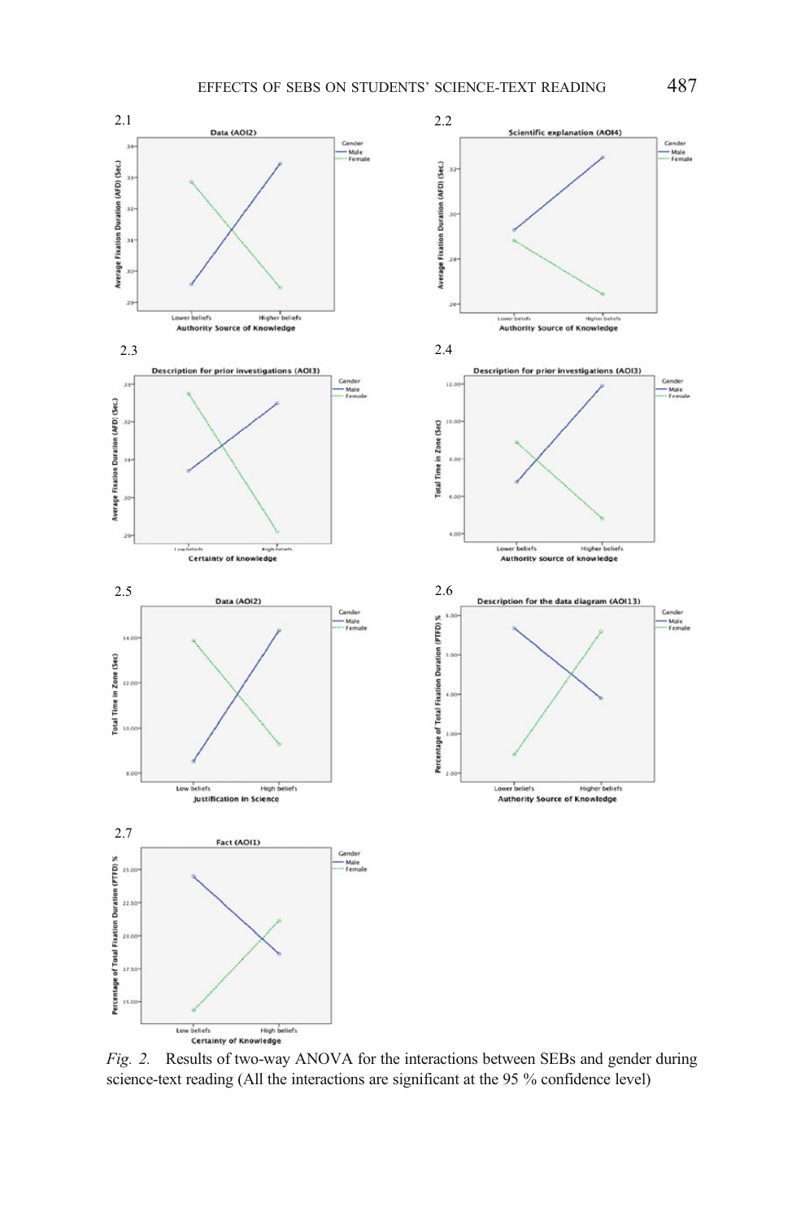*Fig. 2.* Results of two-way ANOVA for the interactions between SEBs and gender during science-text reading (All the interactions are significant at the 95 % confidence level)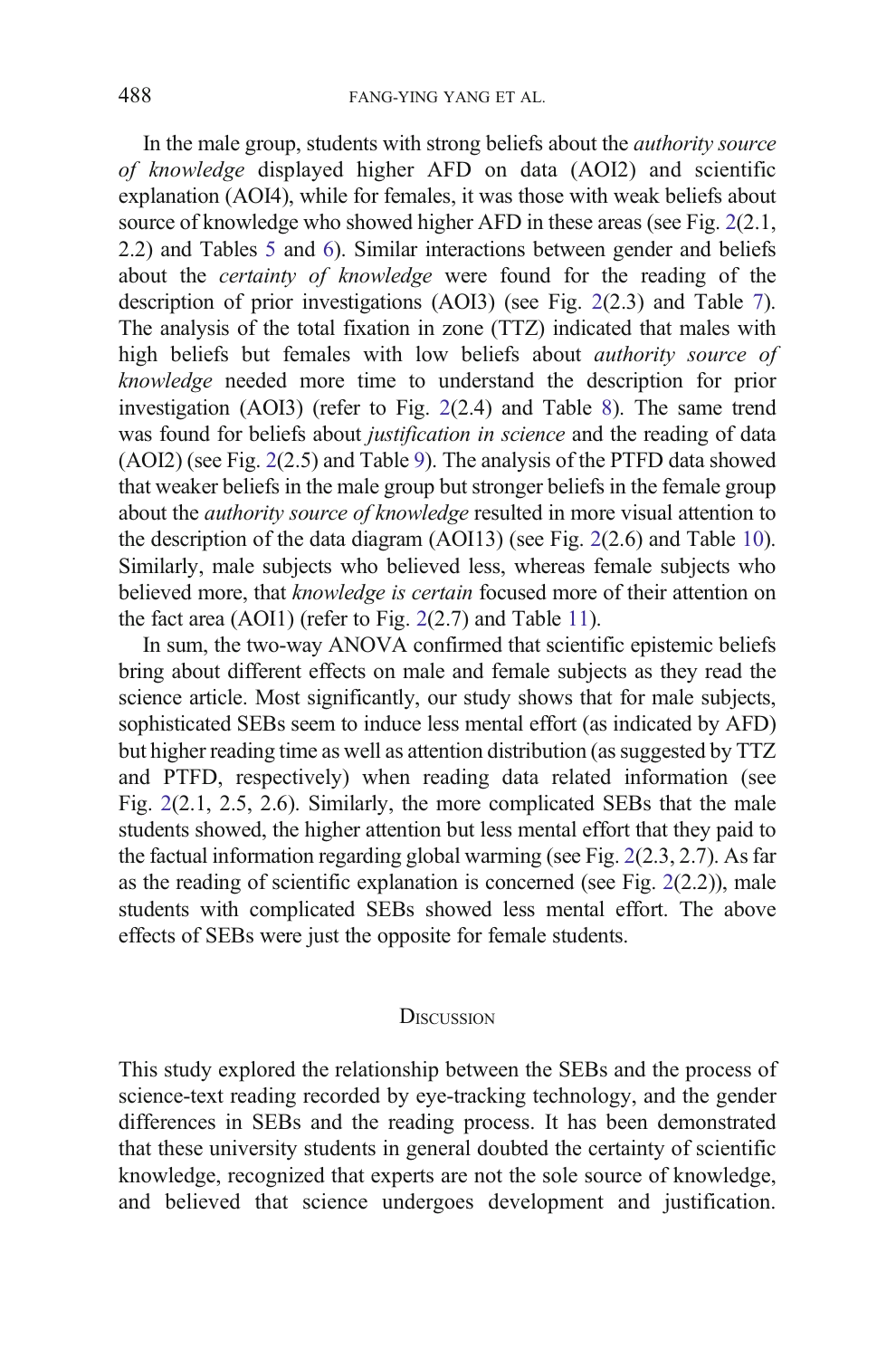In the male group, students with strong beliefs about the *authority source of knowledge* displayed higher AFD on data (AOI2) and scientific explanation (AOI4), while for females, it was those with weak beliefs about source of knowledge who showed higher AFD in these areas (see Fig. 2(2.1, 2.2) and Tables 5 and 6). Similar interactions between gender and beliefs about the *certainty of knowledge* were found for the reading of the description of prior investigations (AOI3) (see Fig. 2(2.3) and Table 7). The analysis of the total fixation in zone (TTZ) indicated that males with high beliefs but females with low beliefs about *authority source of knowledge* needed more time to understand the description for prior investigation (AOI3) (refer to Fig. 2(2.4) and Table 8). The same trend was found for beliefs about *justification in science* and the reading of data (AOI2) (see Fig. 2(2.5) and Table 9). The analysis of the PTFD data showed that weaker beliefs in the male group but stronger beliefs in the female group about the *authority source of knowledge* resulted in more visual attention to the description of the data diagram (AOI13) (see Fig. 2(2.6) and Table 10). Similarly, male subjects who believed less, whereas female subjects who believed more, that *knowledge is certain* focused more of their attention on the fact area (AOI1) (refer to Fig. 2(2.7) and Table 11).

In sum, the two-way ANOVA confirmed that scientific epistemic beliefs bring about different effects on male and female subjects as they read the science article. Most significantly, our study shows that for male subjects, sophisticated SEBs seem to induce less mental effort (as indicated by AFD) but higher reading time as well as attention distribution (as suggested by TTZ and PTFD, respectively) when reading data related information (see Fig. 2(2.1, 2.5, 2.6). Similarly, the more complicated SEBs that the male students showed, the higher attention but less mental effort that they paid to the factual information regarding global warming (see Fig. 2(2.3, 2.7). As far as the reading of scientific explanation is concerned (see Fig. 2(2.2)), male students with complicated SEBs showed less mental effort. The above effects of SEBs were just the opposite for female students.

## Discussion

This study explored the relationship between the SEBs and the process of science-text reading recorded by eye-tracking technology, and the gender differences in SEBs and the reading process. It has been demonstrated that these university students in general doubted the certainty of scientific knowledge, recognized that experts are not the sole source of knowledge, and believed that science undergoes development and justification.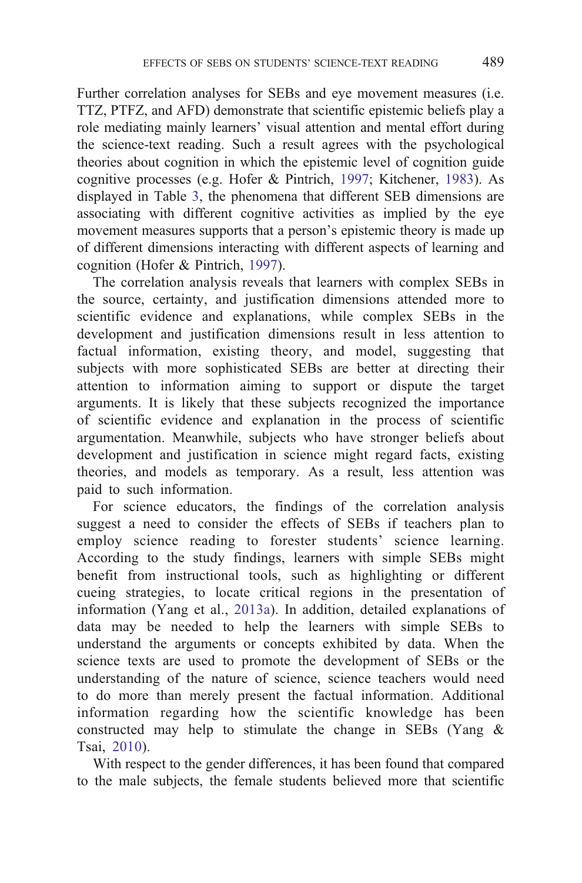Further correlation analyses for SEBs and eye movement measures (i.e. TTZ, PTFZ, and AFD) demonstrate that scientific epistemic beliefs play a role mediating mainly learners' visual attention and mental effort during the science-text reading. Such a result agrees with the psychological theories about cognition in which the epistemic level of cognition guide cognitive processes (e.g. Hofer & Pintrich, 1997; Kitchener, 1983). As displayed in Table 3, the phenomena that different SEB dimensions are associating with different cognitive activities as implied by the eye movement measures supports that a person's epistemic theory is made up of different dimensions interacting with different aspects of learning and cognition (Hofer & Pintrich, 1997).

The correlation analysis reveals that learners with complex SEBs in the source, certainty, and justification dimensions attended more to scientific evidence and explanations, while complex SEBs in the development and justification dimensions result in less attention to factual information, existing theory, and model, suggesting that subjects with more sophisticated SEBs are better at directing their attention to information aiming to support or dispute the target arguments. It is likely that these subjects recognized the importance of scientific evidence and explanation in the process of scientific argumentation. Meanwhile, subjects who have stronger beliefs about development and justification in science might regard facts, existing theories, and models as temporary. As a result, less attention was paid to such information.

For science educators, the findings of the correlation analysis suggest a need to consider the effects of SEBs if teachers plan to employ science reading to forester students' science learning. According to the study findings, learners with simple SEBs might benefit from instructional tools, such as highlighting or different cueing strategies, to locate critical regions in the presentation of information (Yang et al., 2013a). In addition, detailed explanations of data may be needed to help the learners with simple SEBs to understand the arguments or concepts exhibited by data. When the science texts are used to promote the development of SEBs or the understanding of the nature of science, science teachers would need to do more than merely present the factual information. Additional information regarding how the scientific knowledge has been constructed may help to stimulate the change in SEBs (Yang & Tsai, 2010).

With respect to the gender differences, it has been found that compared to the male subjects, the female students believed more that scientific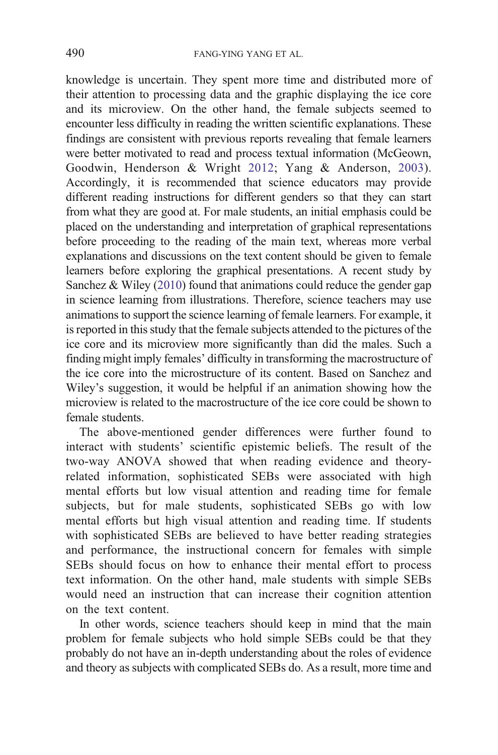knowledge is uncertain. They spent more time and distributed more of their attention to processing data and the graphic displaying the ice core and its microview. On the other hand, the female subjects seemed to encounter less difficulty in reading the written scientific explanations. These findings are consistent with previous reports revealing that female learners were better motivated to read and process textual information (McGeown, Goodwin, Henderson & Wright 2012; Yang & Anderson, 2003). Accordingly, it is recommended that science educators may provide different reading instructions for different genders so that they can start from what they are good at. For male students, an initial emphasis could be placed on the understanding and interpretation of graphical representations before proceeding to the reading of the main text, whereas more verbal explanations and discussions on the text content should be given to female learners before exploring the graphical presentations. A recent study by Sanchez & Wiley (2010) found that animations could reduce the gender gap in science learning from illustrations. Therefore, science teachers may use animations to support the science learning of female learners. For example, it is reported in this study that the female subjects attended to the pictures of the ice core and its microview more significantly than did the males. Such a finding might imply females' difficulty in transforming the macrostructure of the ice core into the microstructure of its content. Based on Sanchez and Wiley's suggestion, it would be helpful if an animation showing how the microview is related to the macrostructure of the ice core could be shown to female students.

The above-mentioned gender differences were further found to interact with students' scientific epistemic beliefs. The result of the two-way ANOVA showed that when reading evidence and theory-related information, sophisticated SEBs were associated with high mental efforts but low visual attention and reading time for female subjects, but for male students, sophisticated SEBs go with low mental efforts but high visual attention and reading time. If students with sophisticated SEBs are believed to have better reading strategies and performance, the instructional concern for females with simple SEBs should focus on how to enhance their mental effort to process text information. On the other hand, male students with simple SEBs would need an instruction that can increase their cognition attention on the text content.

In other words, science teachers should keep in mind that the main problem for female subjects who hold simple SEBs could be that they probably do not have an in-depth understanding about the roles of evidence and theory as subjects with complicated SEBs do. As a result, more time and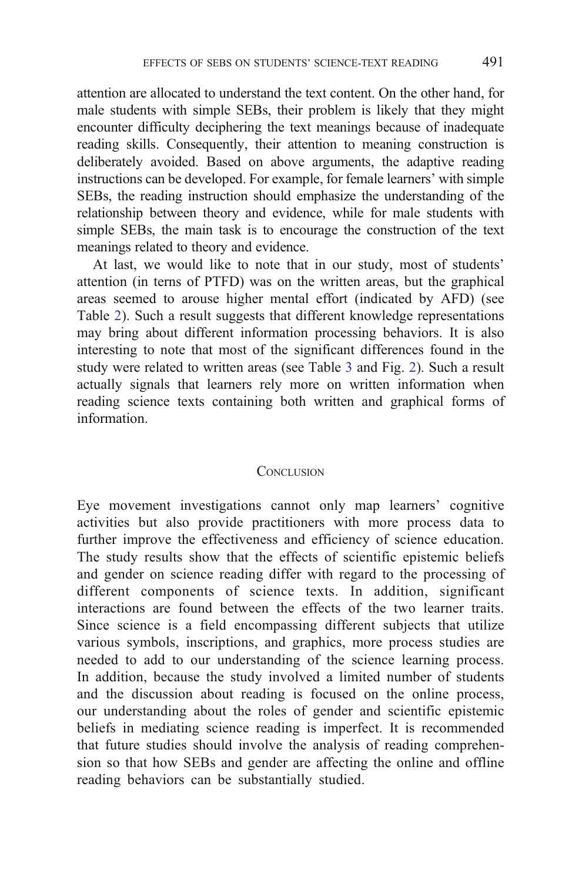attention are allocated to understand the text content. On the other hand, for male students with simple SEBs, their problem is likely that they might encounter difficulty deciphering the text meanings because of inadequate reading skills. Consequently, their attention to meaning construction is deliberately avoided. Based on above arguments, the adaptive reading instructions can be developed. For example, for female learners' with simple SEBs, the reading instruction should emphasize the understanding of the relationship between theory and evidence, while for male students with simple SEBs, the main task is to encourage the construction of the text meanings related to theory and evidence.

At last, we would like to note that in our study, most of students' attention (in terns of PTFD) was on the written areas, but the graphical areas seemed to arouse higher mental effort (indicated by AFD) (see Table 2). Such a result suggests that different knowledge representations may bring about different information processing behaviors. It is also interesting to note that most of the significant differences found in the study were related to written areas (see Table 3 and Fig. 2). Such a result actually signals that learners rely more on written information when reading science texts containing both written and graphical forms of information.

## Conclusion

Eye movement investigations cannot only map learners' cognitive activities but also provide practitioners with more process data to further improve the effectiveness and efficiency of science education. The study results show that the effects of scientific epistemic beliefs and gender on science reading differ with regard to the processing of different components of science texts. In addition, significant interactions are found between the effects of the two learner traits. Since science is a field encompassing different subjects that utilize various symbols, inscriptions, and graphics, more process studies are needed to add to our understanding of the science learning process. In addition, because the study involved a limited number of students and the discussion about reading is focused on the online process, our understanding about the roles of gender and scientific epistemic beliefs in mediating science reading is imperfect. It is recommended that future studies should involve the analysis of reading comprehension so that how SEBs and gender are affecting the online and offline reading behaviors can be substantially studied.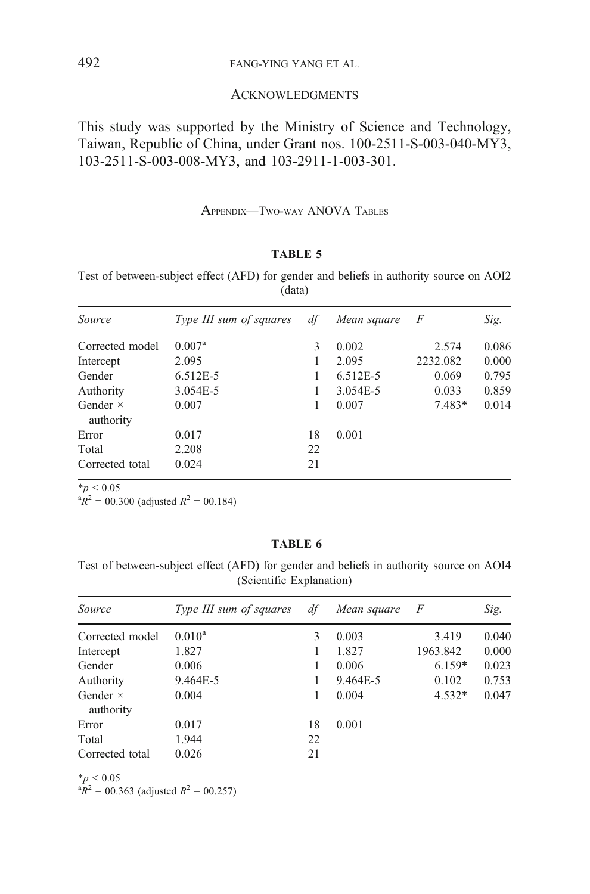## Acknowledgments

This study was supported by the Ministry of Science and Technology, Taiwan, Republic of China, under Grant nos. 100-2511-S-003-040-MY3, 103-2511-S-003-008-MY3, and 103-2911-1-003-301.

## Appendix—Two-way ANOVA Tables

**TABLE 5**

Test of between-subject effect (AFD) for gender and beliefs in authority source on AOI2 (data)

| *Source* | *Type III sum of squares* | *df* | *Mean square* | *F* | *Sig.* |
|---|---|---|---|---|---|
| Corrected model | 0.007[a] | 3 | 0.002 | 2.574 | 0.086 |
| Intercept | 2.095 | 1 | 2.095 | 2232.082 | 0.000 |
| Gender | 6.512E-5 | 1 | 6.512E-5 | 0.069 | 0.795 |
| Authority | 3.054E-5 | 1 | 3.054E-5 | 0.033 | 0.859 |
| Gender × authority | 0.007 | 1 | 0.007 | 7.483* | 0.014 |
| Error | 0.017 | 18 | 0.001 | | |
| Total | 2.208 | 22 | | | |
| Corrected total | 0.024 | 21 | | | |

*$p < 0.05$

[a]$R^2$ = 00.300 (adjusted $R^2$ = 00.184)

**TABLE 6**

Test of between-subject effect (AFD) for gender and beliefs in authority source on AOI4 (Scientific Explanation)

| *Source* | *Type III sum of squares* | *df* | *Mean square* | *F* | *Sig.* |
|---|---|---|---|---|---|
| Corrected model | 0.010[a] | 3 | 0.003 | 3.419 | 0.040 |
| Intercept | 1.827 | 1 | 1.827 | 1963.842 | 0.000 |
| Gender | 0.006 | 1 | 0.006 | 6.159* | 0.023 |
| Authority | 9.464E-5 | 1 | 9.464E-5 | 0.102 | 0.753 |
| Gender × authority | 0.004 | 1 | 0.004 | 4.532* | 0.047 |
| Error | 0.017 | 18 | 0.001 | | |
| Total | 1.944 | 22 | | | |
| Corrected total | 0.026 | 21 | | | |

*$p < 0.05$

[a]$R^2$ = 00.363 (adjusted $R^2$ = 00.257)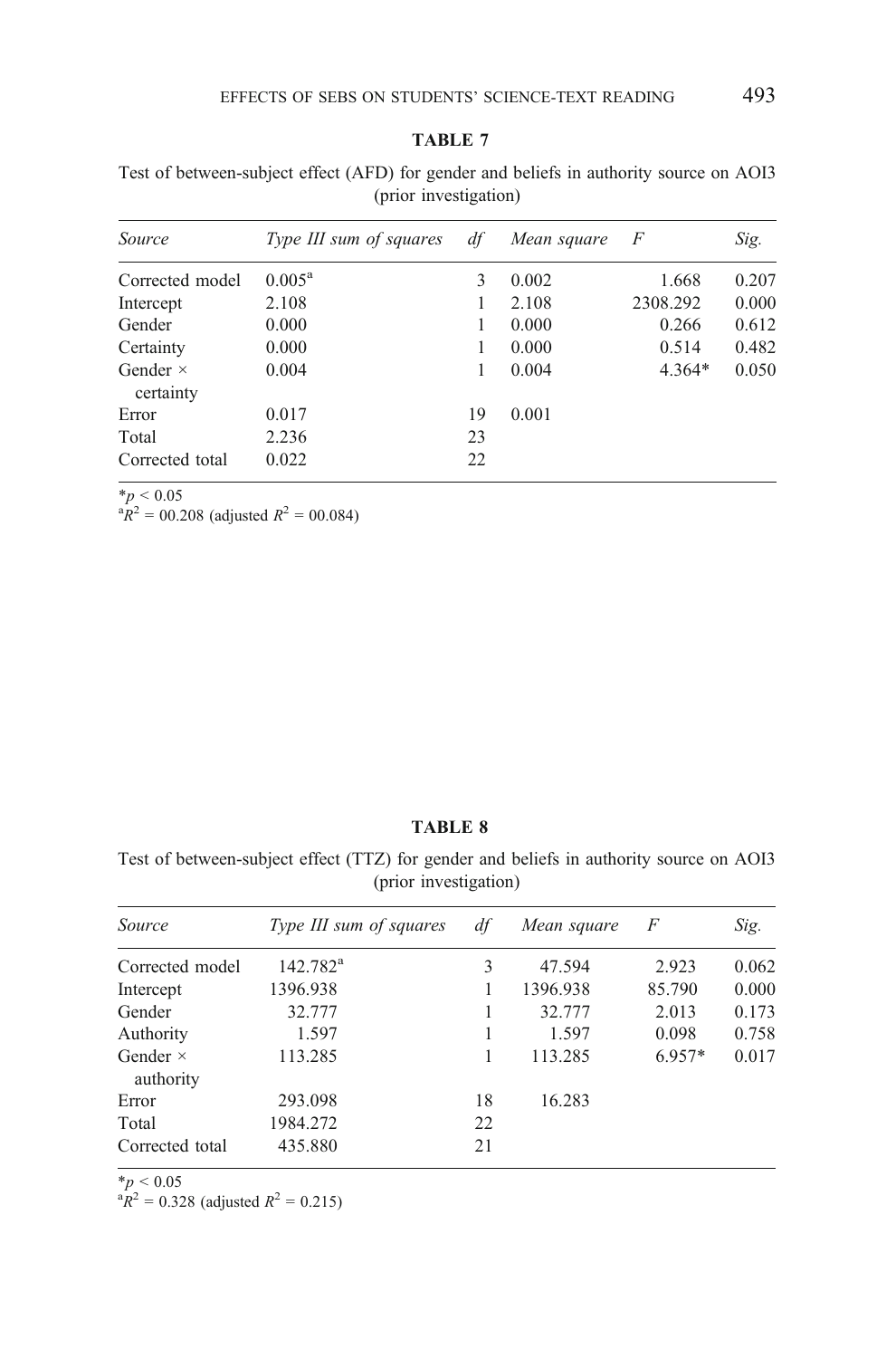**TABLE 7**

Test of between-subject effect (AFD) for gender and beliefs in authority source on AOI3 (prior investigation)

| *Source* | *Type III sum of squares* | *df* | *Mean square* | *F* | *Sig.* |
|---|---|---|---|---|---|
| Corrected model | 0.005[a] | 3 | 0.002 | 1.668 | 0.207 |
| Intercept | 2.108 | 1 | 2.108 | 2308.292 | 0.000 |
| Gender | 0.000 | 1 | 0.000 | 0.266 | 0.612 |
| Certainty | 0.000 | 1 | 0.000 | 0.514 | 0.482 |
| Gender × certainty | 0.004 | 1 | 0.004 | 4.364* | 0.050 |
| Error | 0.017 | 19 | 0.001 | | |
| Total | 2.236 | 23 | | | |
| Corrected total | 0.022 | 22 | | | |

*$p < 0.05$
[a]$R^2$ = 00.208 (adjusted $R^2$ = 00.084)

**TABLE 8**

Test of between-subject effect (TTZ) for gender and beliefs in authority source on AOI3 (prior investigation)

| *Source* | *Type III sum of squares* | *df* | *Mean square* | *F* | *Sig.* |
|---|---|---|---|---|---|
| Corrected model | 142.782[a] | 3 | 47.594 | 2.923 | 0.062 |
| Intercept | 1396.938 | 1 | 1396.938 | 85.790 | 0.000 |
| Gender | 32.777 | 1 | 32.777 | 2.013 | 0.173 |
| Authority | 1.597 | 1 | 1.597 | 0.098 | 0.758 |
| Gender × authority | 113.285 | 1 | 113.285 | 6.957* | 0.017 |
| Error | 293.098 | 18 | 16.283 | | |
| Total | 1984.272 | 22 | | | |
| Corrected total | 435.880 | 21 | | | |

*$p < 0.05$
[a]$R^2 = 0.328$ (adjusted $R^2 = 0.215$)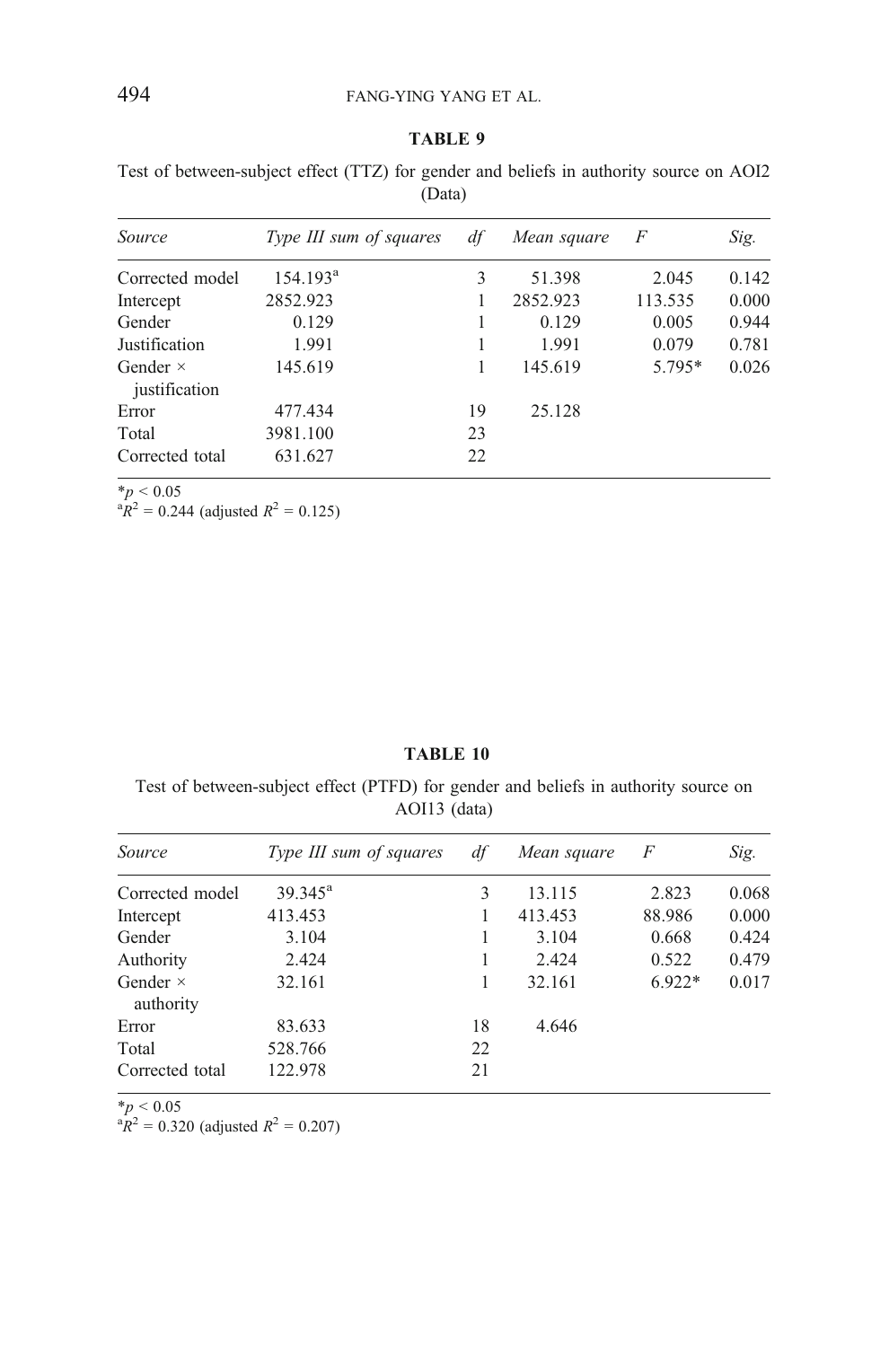**TABLE 9**

Test of between-subject effect (TTZ) for gender and beliefs in authority source on AOI2 (Data)

| *Source* | *Type III sum of squares* | *df* | *Mean square* | *F* | *Sig.* |
|---|---|---|---|---|---|
| Corrected model | 154.193[a] | 3 | 51.398 | 2.045 | 0.142 |
| Intercept | 2852.923 | 1 | 2852.923 | 113.535 | 0.000 |
| Gender | 0.129 | 1 | 0.129 | 0.005 | 0.944 |
| Justification | 1.991 | 1 | 1.991 | 0.079 | 0.781 |
| Gender × justification | 145.619 | 1 | 145.619 | 5.795* | 0.026 |
| Error | 477.434 | 19 | 25.128 | | |
| Total | 3981.100 | 23 | | | |
| Corrected total | 631.627 | 22 | | | |

*$p < 0.05$
[a]$R^2 = 0.244$ (adjusted $R^2 = 0.125$)

**TABLE 10**

Test of between-subject effect (PTFD) for gender and beliefs in authority source on AOI13 (data)

| *Source* | *Type III sum of squares* | *df* | *Mean square* | *F* | *Sig.* |
|---|---|---|---|---|---|
| Corrected model | 39.345[a] | 3 | 13.115 | 2.823 | 0.068 |
| Intercept | 413.453 | 1 | 413.453 | 88.986 | 0.000 |
| Gender | 3.104 | 1 | 3.104 | 0.668 | 0.424 |
| Authority | 2.424 | 1 | 2.424 | 0.522 | 0.479 |
| Gender × authority | 32.161 | 1 | 32.161 | 6.922* | 0.017 |
| Error | 83.633 | 18 | 4.646 | | |
| Total | 528.766 | 22 | | | |
| Corrected total | 122.978 | 21 | | | |

*$p < 0.05$
[a]$R^2 = 0.320$ (adjusted $R^2 = 0.207$)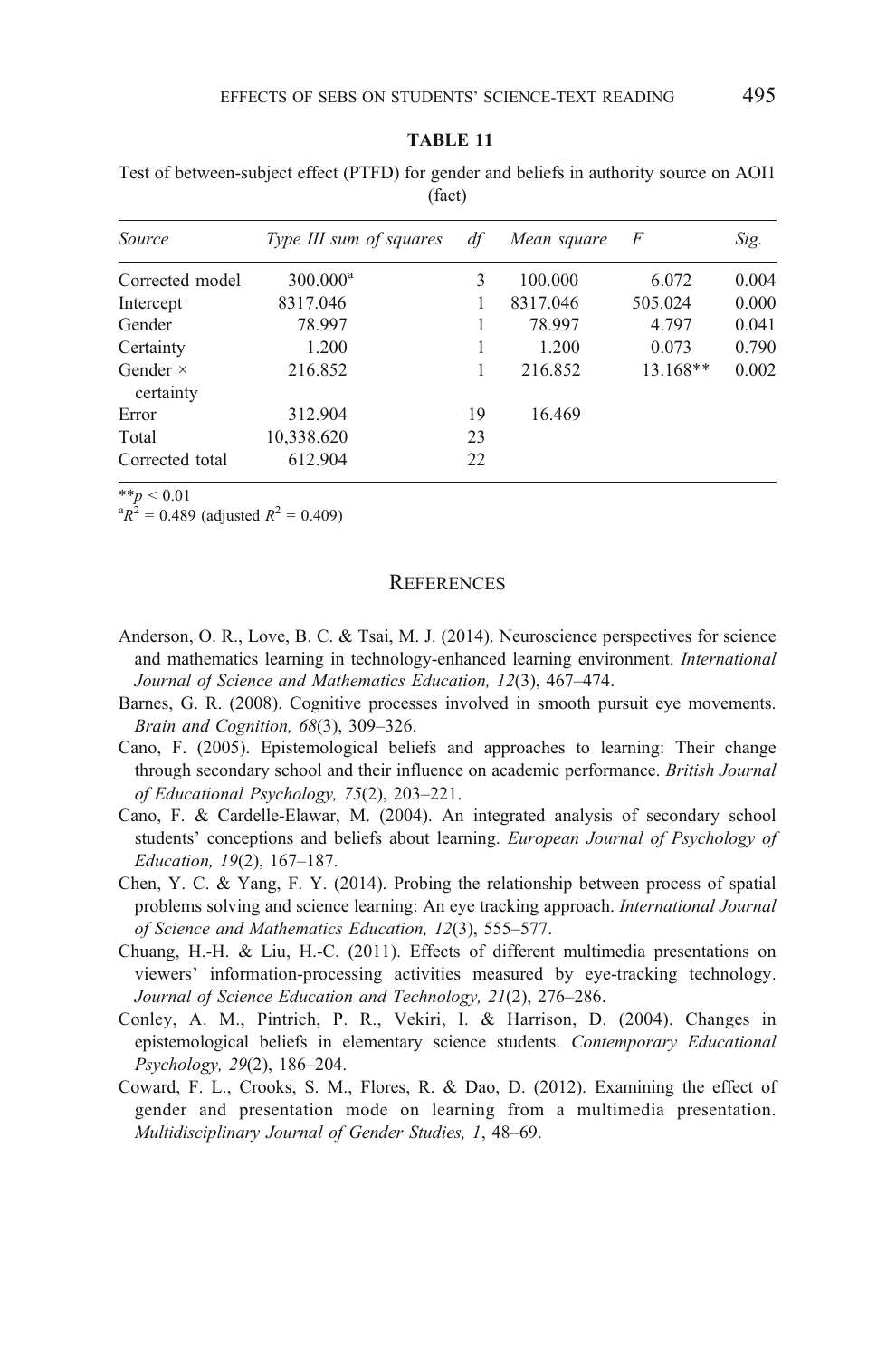**TABLE 11**

Test of between-subject effect (PTFD) for gender and beliefs in authority source on AOI1 (fact)

| *Source* | *Type III sum of squares* | *df* | *Mean square* | *F* | *Sig.* |
|---|---|---|---|---|---|
| Corrected model | 300.000[a] | 3 | 100.000 | 6.072 | 0.004 |
| Intercept | 8317.046 | 1 | 8317.046 | 505.024 | 0.000 |
| Gender | 78.997 | 1 | 78.997 | 4.797 | 0.041 |
| Certainty | 1.200 | 1 | 1.200 | 0.073 | 0.790 |
| Gender × certainty | 216.852 | 1 | 216.852 | 13.168** | 0.002 |
| Error | 312.904 | 19 | 16.469 | | |
| Total | 10,338.620 | 23 | | | |
| Corrected total | 612.904 | 22 | | | |

$^{**}p < 0.01$

[a] $R^2 = 0.489$ (adjusted $R^2 = 0.409$)

## REFERENCES

Anderson, O. R., Love, B. C. & Tsai, M. J. (2014). Neuroscience perspectives for science and mathematics learning in technology-enhanced learning environment. *International Journal of Science and Mathematics Education, 12*(3), 467–474.

Barnes, G. R. (2008). Cognitive processes involved in smooth pursuit eye movements. *Brain and Cognition, 68*(3), 309–326.

Cano, F. (2005). Epistemological beliefs and approaches to learning: Their change through secondary school and their influence on academic performance. *British Journal of Educational Psychology, 75*(2), 203–221.

Cano, F. & Cardelle-Elawar, M. (2004). An integrated analysis of secondary school students' conceptions and beliefs about learning. *European Journal of Psychology of Education, 19*(2), 167–187.

Chen, Y. C. & Yang, F. Y. (2014). Probing the relationship between process of spatial problems solving and science learning: An eye tracking approach. *International Journal of Science and Mathematics Education, 12*(3), 555–577.

Chuang, H.-H. & Liu, H.-C. (2011). Effects of different multimedia presentations on viewers' information-processing activities measured by eye-tracking technology. *Journal of Science Education and Technology, 21*(2), 276–286.

Conley, A. M., Pintrich, P. R., Vekiri, I. & Harrison, D. (2004). Changes in epistemological beliefs in elementary science students. *Contemporary Educational Psychology, 29*(2), 186–204.

Coward, F. L., Crooks, S. M., Flores, R. & Dao, D. (2012). Examining the effect of gender and presentation mode on learning from a multimedia presentation. *Multidisciplinary Journal of Gender Studies, 1*, 48–69.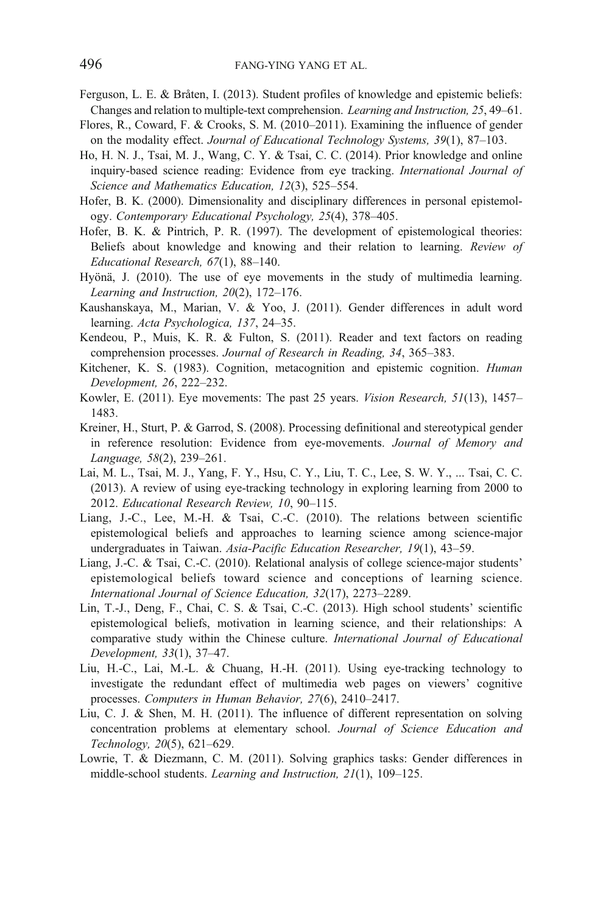Ferguson, L. E. & Bråten, I. (2013). Student profiles of knowledge and epistemic beliefs: Changes and relation to multiple-text comprehension. *Learning and Instruction, 25*, 49–61.

Flores, R., Coward, F. & Crooks, S. M. (2010–2011). Examining the influence of gender on the modality effect. *Journal of Educational Technology Systems, 39*(1), 87–103.

Ho, H. N. J., Tsai, M. J., Wang, C. Y. & Tsai, C. C. (2014). Prior knowledge and online inquiry-based science reading: Evidence from eye tracking. *International Journal of Science and Mathematics Education, 12*(3), 525–554.

Hofer, B. K. (2000). Dimensionality and disciplinary differences in personal epistemology. *Contemporary Educational Psychology, 25*(4), 378–405.

Hofer, B. K. & Pintrich, P. R. (1997). The development of epistemological theories: Beliefs about knowledge and knowing and their relation to learning. *Review of Educational Research, 67*(1), 88–140.

Hyönä, J. (2010). The use of eye movements in the study of multimedia learning. *Learning and Instruction, 20*(2), 172–176.

Kaushanskaya, M., Marian, V. & Yoo, J. (2011). Gender differences in adult word learning. *Acta Psychologica, 137*, 24–35.

Kendeou, P., Muis, K. R. & Fulton, S. (2011). Reader and text factors on reading comprehension processes. *Journal of Research in Reading, 34*, 365–383.

Kitchener, K. S. (1983). Cognition, metacognition and epistemic cognition. *Human Development, 26*, 222–232.

Kowler, E. (2011). Eye movements: The past 25 years. *Vision Research, 51*(13), 1457–1483.

Kreiner, H., Sturt, P. & Garrod, S. (2008). Processing definitional and stereotypical gender in reference resolution: Evidence from eye-movements. *Journal of Memory and Language, 58*(2), 239–261.

Lai, M. L., Tsai, M. J., Yang, F. Y., Hsu, C. Y., Liu, T. C., Lee, S. W. Y., ... Tsai, C. C. (2013). A review of using eye-tracking technology in exploring learning from 2000 to 2012. *Educational Research Review, 10*, 90–115.

Liang, J.-C., Lee, M.-H. & Tsai, C.-C. (2010). The relations between scientific epistemological beliefs and approaches to learning science among science-major undergraduates in Taiwan. *Asia-Pacific Education Researcher, 19*(1), 43–59.

Liang, J.-C. & Tsai, C.-C. (2010). Relational analysis of college science-major students' epistemological beliefs toward science and conceptions of learning science. *International Journal of Science Education, 32*(17), 2273–2289.

Lin, T.-J., Deng, F., Chai, C. S. & Tsai, C.-C. (2013). High school students' scientific epistemological beliefs, motivation in learning science, and their relationships: A comparative study within the Chinese culture. *International Journal of Educational Development, 33*(1), 37–47.

Liu, H.-C., Lai, M.-L. & Chuang, H.-H. (2011). Using eye-tracking technology to investigate the redundant effect of multimedia web pages on viewers' cognitive processes. *Computers in Human Behavior, 27*(6), 2410–2417.

Liu, C. J. & Shen, M. H. (2011). The influence of different representation on solving concentration problems at elementary school. *Journal of Science Education and Technology, 20*(5), 621–629.

Lowrie, T. & Diezmann, C. M. (2011). Solving graphics tasks: Gender differences in middle-school students. *Learning and Instruction, 21*(1), 109–125.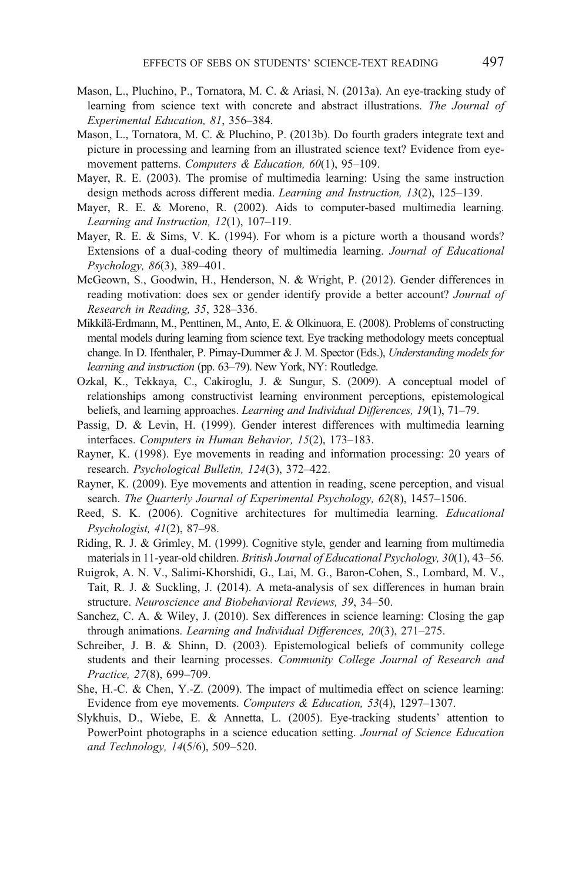Mason, L., Pluchino, P., Tornatora, M. C. & Ariasi, N. (2013a). An eye-tracking study of learning from science text with concrete and abstract illustrations. *The Journal of Experimental Education, 81*, 356–384.

Mason, L., Tornatora, M. C. & Pluchino, P. (2013b). Do fourth graders integrate text and picture in processing and learning from an illustrated science text? Evidence from eye-movement patterns. *Computers & Education, 60*(1), 95–109.

Mayer, R. E. (2003). The promise of multimedia learning: Using the same instruction design methods across different media. *Learning and Instruction, 13*(2), 125–139.

Mayer, R. E. & Moreno, R. (2002). Aids to computer-based multimedia learning. *Learning and Instruction, 12*(1), 107–119.

Mayer, R. E. & Sims, V. K. (1994). For whom is a picture worth a thousand words? Extensions of a dual-coding theory of multimedia learning. *Journal of Educational Psychology, 86*(3), 389–401.

McGeown, S., Goodwin, H., Henderson, N. & Wright, P. (2012). Gender differences in reading motivation: does sex or gender identify provide a better account? *Journal of Research in Reading, 35*, 328–336.

Mikkilä-Erdmann, M., Penttinen, M., Anto, E. & Olkinuora, E. (2008). Problems of constructing mental models during learning from science text. Eye tracking methodology meets conceptual change. In D. Ifenthaler, P. Pirnay-Dummer & J. M. Spector (Eds.), *Understanding models for learning and instruction* (pp. 63–79). New York, NY: Routledge.

Ozkal, K., Tekkaya, C., Cakiroglu, J. & Sungur, S. (2009). A conceptual model of relationships among constructivist learning environment perceptions, epistemological beliefs, and learning approaches. *Learning and Individual Differences, 19*(1), 71–79.

Passig, D. & Levin, H. (1999). Gender interest differences with multimedia learning interfaces. *Computers in Human Behavior, 15*(2), 173–183.

Rayner, K. (1998). Eye movements in reading and information processing: 20 years of research. *Psychological Bulletin, 124*(3), 372–422.

Rayner, K. (2009). Eye movements and attention in reading, scene perception, and visual search. *The Quarterly Journal of Experimental Psychology, 62*(8), 1457–1506.

Reed, S. K. (2006). Cognitive architectures for multimedia learning. *Educational Psychologist, 41*(2), 87–98.

Riding, R. J. & Grimley, M. (1999). Cognitive style, gender and learning from multimedia materials in 11-year-old children. *British Journal of Educational Psychology, 30*(1), 43–56.

Ruigrok, A. N. V., Salimi-Khorshidi, G., Lai, M. G., Baron-Cohen, S., Lombard, M. V., Tait, R. J. & Suckling, J. (2014). A meta-analysis of sex differences in human brain structure. *Neuroscience and Biobehavioral Reviews, 39*, 34–50.

Sanchez, C. A. & Wiley, J. (2010). Sex differences in science learning: Closing the gap through animations. *Learning and Individual Differences, 20*(3), 271–275.

Schreiber, J. B. & Shinn, D. (2003). Epistemological beliefs of community college students and their learning processes. *Community College Journal of Research and Practice, 27*(8), 699–709.

She, H.-C. & Chen, Y.-Z. (2009). The impact of multimedia effect on science learning: Evidence from eye movements. *Computers & Education, 53*(4), 1297–1307.

Slykhuis, D., Wiebe, E. & Annetta, L. (2005). Eye-tracking students' attention to PowerPoint photographs in a science education setting. *Journal of Science Education and Technology, 14*(5/6), 509–520.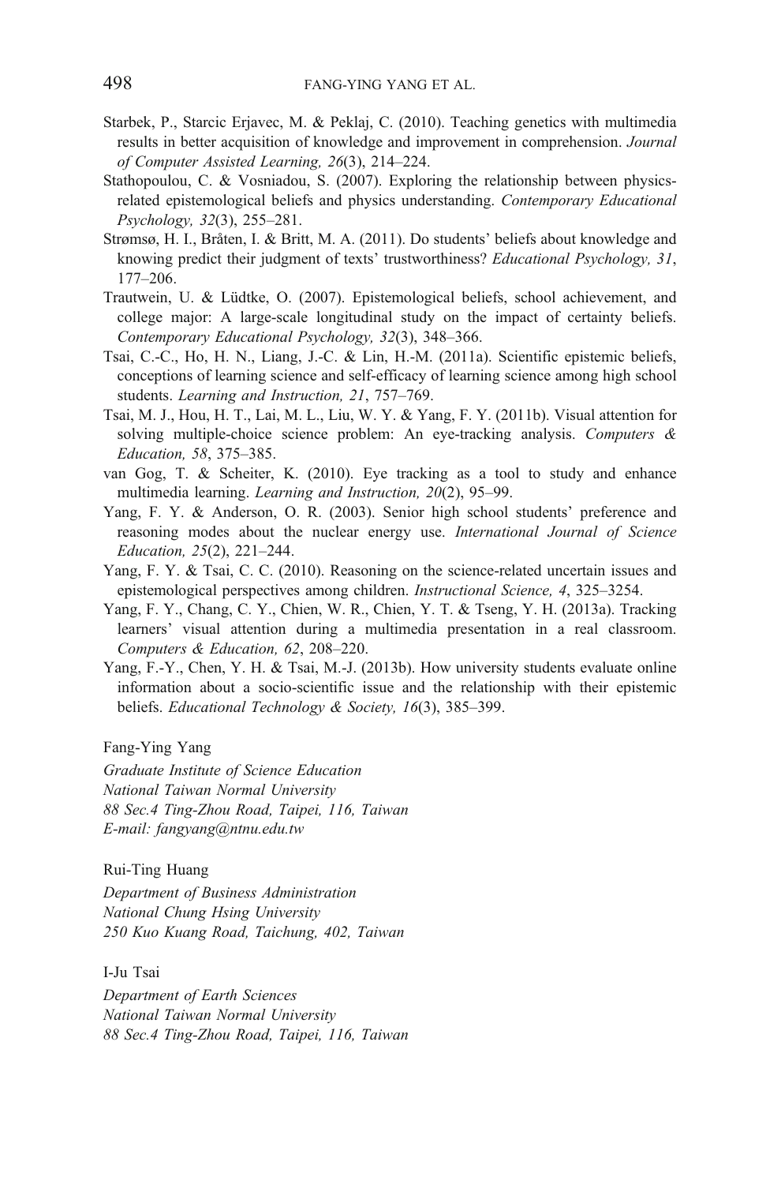Starbek, P., Starcic Erjavec, M. & Peklaj, C. (2010). Teaching genetics with multimedia results in better acquisition of knowledge and improvement in comprehension. *Journal of Computer Assisted Learning, 26*(3), 214–224.

Stathopoulou, C. & Vosniadou, S. (2007). Exploring the relationship between physics-related epistemological beliefs and physics understanding. *Contemporary Educational Psychology, 32*(3), 255–281.

Strømsø, H. I., Bråten, I. & Britt, M. A. (2011). Do students' beliefs about knowledge and knowing predict their judgment of texts' trustworthiness? *Educational Psychology, 31*, 177–206.

Trautwein, U. & Lüdtke, O. (2007). Epistemological beliefs, school achievement, and college major: A large-scale longitudinal study on the impact of certainty beliefs. *Contemporary Educational Psychology, 32*(3), 348–366.

Tsai, C.-C., Ho, H. N., Liang, J.-C. & Lin, H.-M. (2011a). Scientific epistemic beliefs, conceptions of learning science and self-efficacy of learning science among high school students. *Learning and Instruction, 21*, 757–769.

Tsai, M. J., Hou, H. T., Lai, M. L., Liu, W. Y. & Yang, F. Y. (2011b). Visual attention for solving multiple-choice science problem: An eye-tracking analysis. *Computers & Education, 58*, 375–385.

van Gog, T. & Scheiter, K. (2010). Eye tracking as a tool to study and enhance multimedia learning. *Learning and Instruction, 20*(2), 95–99.

Yang, F. Y. & Anderson, O. R. (2003). Senior high school students' preference and reasoning modes about the nuclear energy use. *International Journal of Science Education, 25*(2), 221–244.

Yang, F. Y. & Tsai, C. C. (2010). Reasoning on the science-related uncertain issues and epistemological perspectives among children. *Instructional Science, 4*, 325–3254.

Yang, F. Y., Chang, C. Y., Chien, W. R., Chien, Y. T. & Tseng, Y. H. (2013a). Tracking learners' visual attention during a multimedia presentation in a real classroom. *Computers & Education, 62*, 208–220.

Yang, F.-Y., Chen, Y. H. & Tsai, M.-J. (2013b). How university students evaluate online information about a socio-scientific issue and the relationship with their epistemic beliefs. *Educational Technology & Society, 16*(3), 385–399.

Fang-Ying Yang

*Graduate Institute of Science Education*
*National Taiwan Normal University*
*88 Sec.4 Ting-Zhou Road, Taipei, 116, Taiwan*
*E-mail: fangyang@ntnu.edu.tw*

Rui-Ting Huang

*Department of Business Administration*
*National Chung Hsing University*
*250 Kuo Kuang Road, Taichung, 402, Taiwan*

I-Ju Tsai

*Department of Earth Sciences*
*National Taiwan Normal University*
*88 Sec.4 Ting-Zhou Road, Taipei, 116, Taiwan*